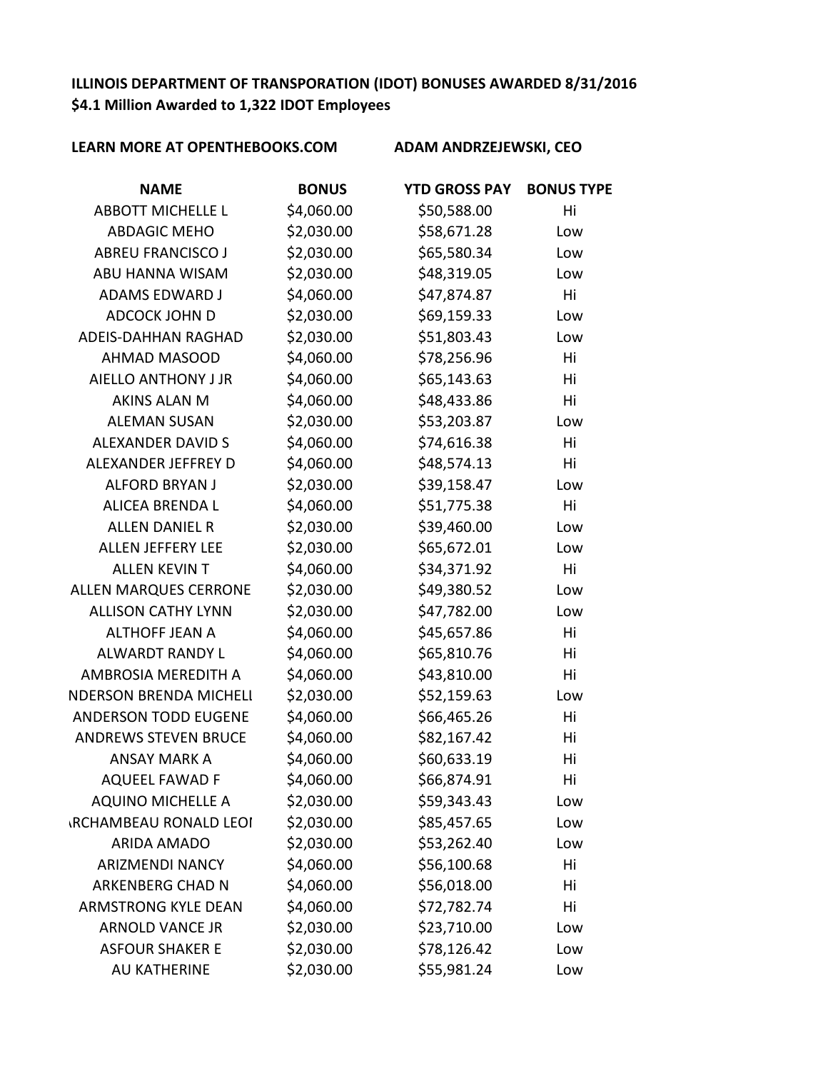**ILLINOIS DEPARTMENT OF TRANSPORATION (IDOT) BONUSES AWARDED 8/31/2016**
**$4.1 Million Awarded to 1,322 IDOT Employees**

**LEARN MORE AT OPENTHEBOOKS.COM** **ADAM ANDRZEJEWSKI, CEO**

| NAME | BONUS | YTD GROSS PAY | BONUS TYPE |
|---|---|---|---|
| ABBOTT MICHELLE L | $4,060.00 | $50,588.00 | Hi |
| ABDAGIC MEHO | $2,030.00 | $58,671.28 | Low |
| ABREU FRANCISCO J | $2,030.00 | $65,580.34 | Low |
| ABU HANNA WISAM | $2,030.00 | $48,319.05 | Low |
| ADAMS EDWARD J | $4,060.00 | $47,874.87 | Hi |
| ADCOCK JOHN D | $2,030.00 | $69,159.33 | Low |
| ADEIS-DAHHAN RAGHAD | $2,030.00 | $51,803.43 | Low |
| AHMAD MASOOD | $4,060.00 | $78,256.96 | Hi |
| AIELLO ANTHONY J JR | $4,060.00 | $65,143.63 | Hi |
| AKINS ALAN M | $4,060.00 | $48,433.86 | Hi |
| ALEMAN SUSAN | $2,030.00 | $53,203.87 | Low |
| ALEXANDER DAVID S | $4,060.00 | $74,616.38 | Hi |
| ALEXANDER JEFFREY D | $4,060.00 | $48,574.13 | Hi |
| ALFORD BRYAN J | $2,030.00 | $39,158.47 | Low |
| ALICEA BRENDA L | $4,060.00 | $51,775.38 | Hi |
| ALLEN DANIEL R | $2,030.00 | $39,460.00 | Low |
| ALLEN JEFFERY LEE | $2,030.00 | $65,672.01 | Low |
| ALLEN KEVIN T | $4,060.00 | $34,371.92 | Hi |
| ALLEN MARQUES CERRONE | $2,030.00 | $49,380.52 | Low |
| ALLISON CATHY LYNN | $2,030.00 | $47,782.00 | Low |
| ALTHOFF JEAN A | $4,060.00 | $45,657.86 | Hi |
| ALWARDT RANDY L | $4,060.00 | $65,810.76 | Hi |
| AMBROSIA MEREDITH A | $4,060.00 | $43,810.00 | Hi |
| NDERSON BRENDA MICHELI | $2,030.00 | $52,159.63 | Low |
| ANDERSON TODD EUGENE | $4,060.00 | $66,465.26 | Hi |
| ANDREWS STEVEN BRUCE | $4,060.00 | $82,167.42 | Hi |
| ANSAY MARK A | $4,060.00 | $60,633.19 | Hi |
| AQUEEL FAWAD F | $4,060.00 | $66,874.91 | Hi |
| AQUINO MICHELLE A | $2,030.00 | $59,343.43 | Low |
| RCHAMBEAU RONALD LEOI | $2,030.00 | $85,457.65 | Low |
| ARIDA AMADO | $2,030.00 | $53,262.40 | Low |
| ARIZMENDI NANCY | $4,060.00 | $56,100.68 | Hi |
| ARKENBERG CHAD N | $4,060.00 | $56,018.00 | Hi |
| ARMSTRONG KYLE DEAN | $4,060.00 | $72,782.74 | Hi |
| ARNOLD VANCE JR | $2,030.00 | $23,710.00 | Low |
| ASFOUR SHAKER E | $2,030.00 | $78,126.42 | Low |
| AU KATHERINE | $2,030.00 | $55,981.24 | Low |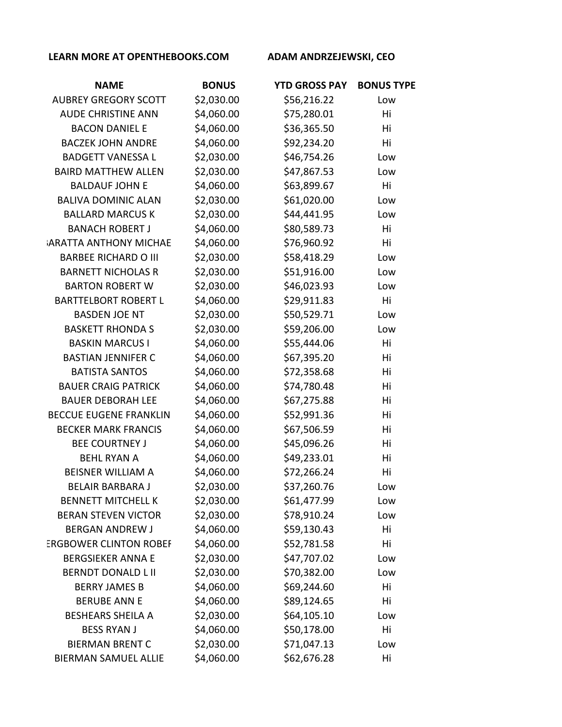LEARN MORE AT OPENTHEBOOKS.COM ADAM ANDRZEJEWSKI, CEO

| NAME | BONUS | YTD GROSS PAY | BONUS TYPE |
| --- | --- | --- | --- |
| AUBREY GREGORY SCOTT | $2,030.00 | $56,216.22 | Low |
| AUDE CHRISTINE ANN | $4,060.00 | $75,280.01 | Hi |
| BACON DANIEL E | $4,060.00 | $36,365.50 | Hi |
| BACZEK JOHN ANDRE | $4,060.00 | $92,234.20 | Hi |
| BADGETT VANESSA L | $2,030.00 | $46,754.26 | Low |
| BAIRD MATTHEW ALLEN | $2,030.00 | $47,867.53 | Low |
| BALDAUF JOHN E | $4,060.00 | $63,899.67 | Hi |
| BALIVA DOMINIC ALAN | $2,030.00 | $61,020.00 | Low |
| BALLARD MARCUS K | $2,030.00 | $44,441.95 | Low |
| BANACH ROBERT J | $4,060.00 | $80,589.73 | Hi |
| ;ARATTA ANTHONY MICHAE | $4,060.00 | $76,960.92 | Hi |
| BARBEE RICHARD O III | $2,030.00 | $58,418.29 | Low |
| BARNETT NICHOLAS R | $2,030.00 | $51,916.00 | Low |
| BARTON ROBERT W | $2,030.00 | $46,023.93 | Low |
| BARTTELBORT ROBERT L | $4,060.00 | $29,911.83 | Hi |
| BASDEN JOE NT | $2,030.00 | $50,529.71 | Low |
| BASKETT RHONDA S | $2,030.00 | $59,206.00 | Low |
| BASKIN MARCUS I | $4,060.00 | $55,444.06 | Hi |
| BASTIAN JENNIFER C | $4,060.00 | $67,395.20 | Hi |
| BATISTA SANTOS | $4,060.00 | $72,358.68 | Hi |
| BAUER CRAIG PATRICK | $4,060.00 | $74,780.48 | Hi |
| BAUER DEBORAH LEE | $4,060.00 | $67,275.88 | Hi |
| BECCUE EUGENE FRANKLIN | $4,060.00 | $52,991.36 | Hi |
| BECKER MARK FRANCIS | $4,060.00 | $67,506.59 | Hi |
| BEE COURTNEY J | $4,060.00 | $45,096.26 | Hi |
| BEHL RYAN A | $4,060.00 | $49,233.01 | Hi |
| BEISNER WILLIAM A | $4,060.00 | $72,266.24 | Hi |
| BELAIR BARBARA J | $2,030.00 | $37,260.76 | Low |
| BENNETT MITCHELL K | $2,030.00 | $61,477.99 | Low |
| BERAN STEVEN VICTOR | $2,030.00 | $78,910.24 | Low |
| BERGAN ANDREW J | $4,060.00 | $59,130.43 | Hi |
| ERGBOWER CLINTON ROBEI | $4,060.00 | $52,781.58 | Hi |
| BERGSIEKER ANNA E | $2,030.00 | $47,707.02 | Low |
| BERNDT DONALD L II | $2,030.00 | $70,382.00 | Low |
| BERRY JAMES B | $4,060.00 | $69,244.60 | Hi |
| BERUBE ANN E | $4,060.00 | $89,124.65 | Hi |
| BESHEARS SHEILA A | $2,030.00 | $64,105.10 | Low |
| BESS RYAN J | $4,060.00 | $50,178.00 | Hi |
| BIERMAN BRENT C | $2,030.00 | $71,047.13 | Low |
| BIERMAN SAMUEL ALLIE | $4,060.00 | $62,676.28 | Hi |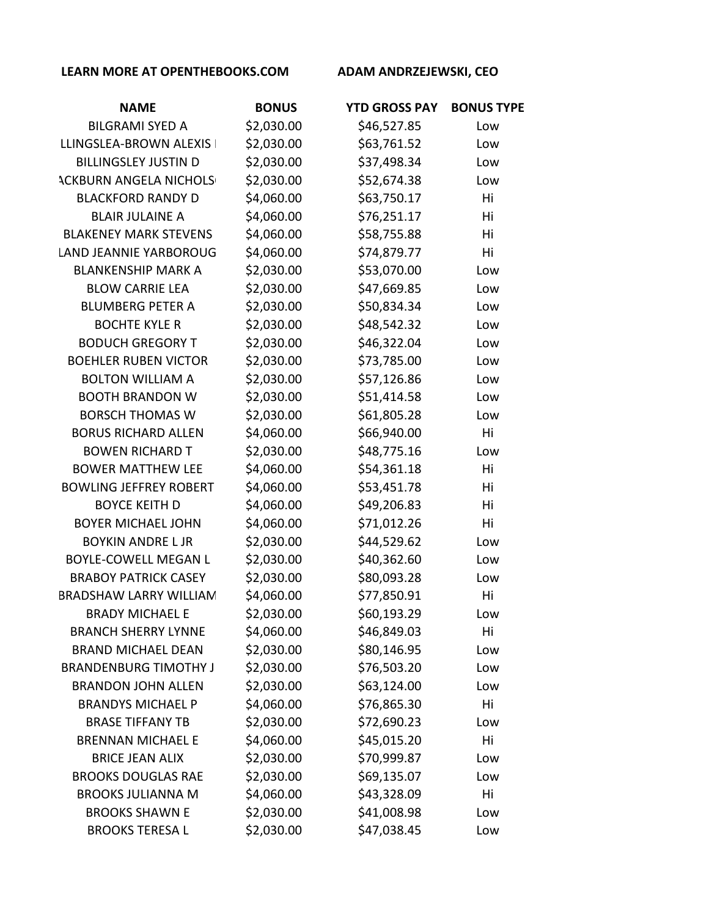LEARN MORE AT OPENTHEBOOKS.COM ADAM ANDRZEJEWSKI, CEO

| NAME | BONUS | YTD GROSS PAY | BONUS TYPE |
|---|---|---|---|
| BILGRAMI SYED A | $2,030.00 | $46,527.85 | Low |
| LLINGSLEA-BROWN ALEXIS I | $2,030.00 | $63,761.52 | Low |
| BILLINGSLEY JUSTIN D | $2,030.00 | $37,498.34 | Low |
| ACKBURN ANGELA NICHOLS | $2,030.00 | $52,674.38 | Low |
| BLACKFORD RANDY D | $4,060.00 | $63,750.17 | Hi |
| BLAIR JULAINE A | $4,060.00 | $76,251.17 | Hi |
| BLAKENEY MARK STEVENS | $4,060.00 | $58,755.88 | Hi |
| LAND JEANNIE YARBOROUG | $4,060.00 | $74,879.77 | Hi |
| BLANKENSHIP MARK A | $2,030.00 | $53,070.00 | Low |
| BLOW CARRIE LEA | $2,030.00 | $47,669.85 | Low |
| BLUMBERG PETER A | $2,030.00 | $50,834.34 | Low |
| BOCHTE KYLE R | $2,030.00 | $48,542.32 | Low |
| BODUCH GREGORY T | $2,030.00 | $46,322.04 | Low |
| BOEHLER RUBEN VICTOR | $2,030.00 | $73,785.00 | Low |
| BOLTON WILLIAM A | $2,030.00 | $57,126.86 | Low |
| BOOTH BRANDON W | $2,030.00 | $51,414.58 | Low |
| BORSCH THOMAS W | $2,030.00 | $61,805.28 | Low |
| BORUS RICHARD ALLEN | $4,060.00 | $66,940.00 | Hi |
| BOWEN RICHARD T | $2,030.00 | $48,775.16 | Low |
| BOWER MATTHEW LEE | $4,060.00 | $54,361.18 | Hi |
| BOWLING JEFFREY ROBERT | $4,060.00 | $53,451.78 | Hi |
| BOYCE KEITH D | $4,060.00 | $49,206.83 | Hi |
| BOYER MICHAEL JOHN | $4,060.00 | $71,012.26 | Hi |
| BOYKIN ANDRE L JR | $2,030.00 | $44,529.62 | Low |
| BOYLE-COWELL MEGAN L | $2,030.00 | $40,362.60 | Low |
| BRABOY PATRICK CASEY | $2,030.00 | $80,093.28 | Low |
| BRADSHAW LARRY WILLIAM | $4,060.00 | $77,850.91 | Hi |
| BRADY MICHAEL E | $2,030.00 | $60,193.29 | Low |
| BRANCH SHERRY LYNNE | $4,060.00 | $46,849.03 | Hi |
| BRAND MICHAEL DEAN | $2,030.00 | $80,146.95 | Low |
| BRANDENBURG TIMOTHY J | $2,030.00 | $76,503.20 | Low |
| BRANDON JOHN ALLEN | $2,030.00 | $63,124.00 | Low |
| BRANDYS MICHAEL P | $4,060.00 | $76,865.30 | Hi |
| BRASE TIFFANY TB | $2,030.00 | $72,690.23 | Low |
| BRENNAN MICHAEL E | $4,060.00 | $45,015.20 | Hi |
| BRICE JEAN ALIX | $2,030.00 | $70,999.87 | Low |
| BROOKS DOUGLAS RAE | $2,030.00 | $69,135.07 | Low |
| BROOKS JULIANNA M | $4,060.00 | $43,328.09 | Hi |
| BROOKS SHAWN E | $2,030.00 | $41,008.98 | Low |
| BROOKS TERESA L | $2,030.00 | $47,038.45 | Low |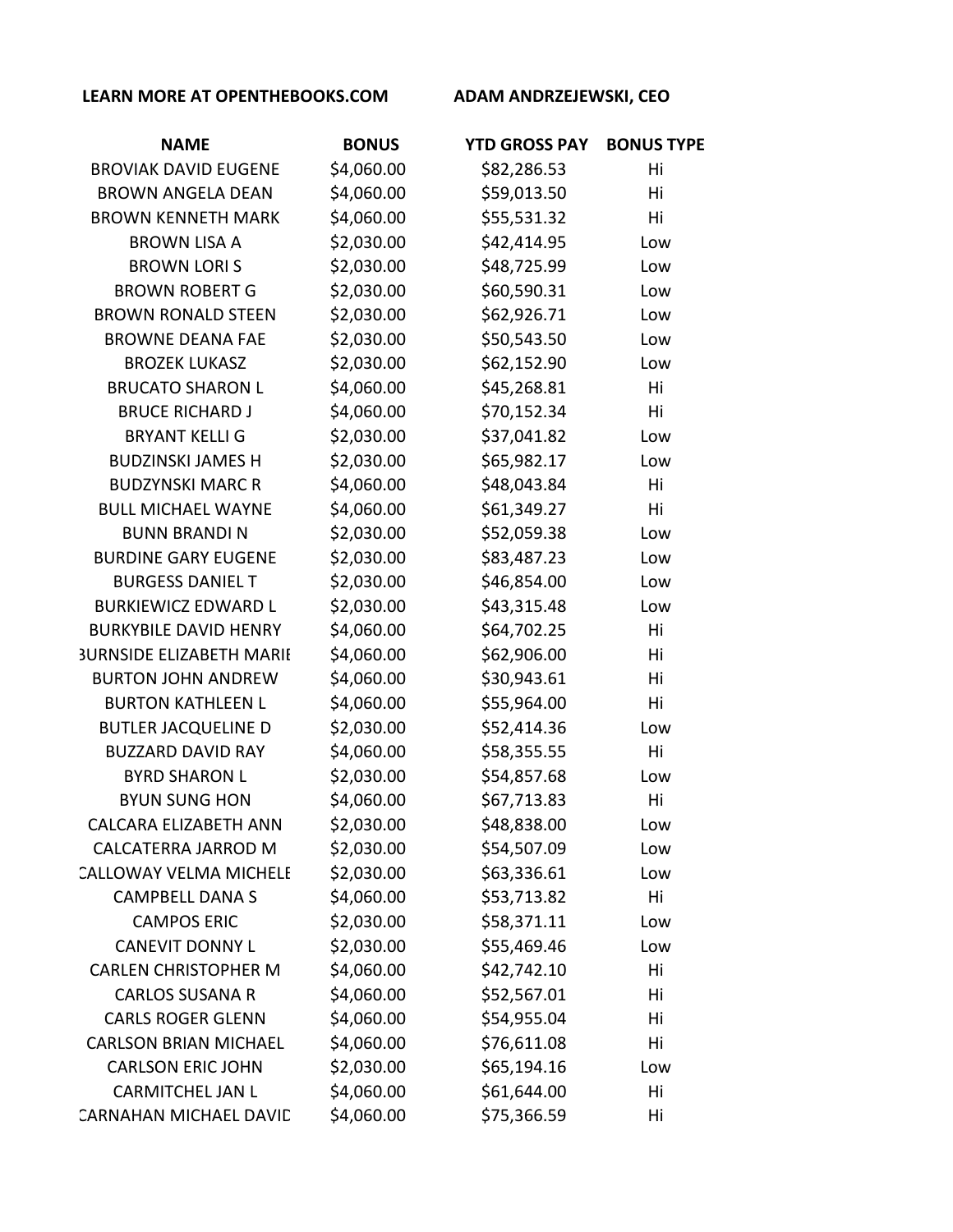**LEARN MORE AT OPENTHEBOOKS.COM** **ADAM ANDRZEJEWSKI, CEO**

| NAME | BONUS | YTD GROSS PAY | BONUS TYPE |
|---|---|---|---|
| BROVIAK DAVID EUGENE | $4,060.00 | $82,286.53 | Hi |
| BROWN ANGELA DEAN | $4,060.00 | $59,013.50 | Hi |
| BROWN KENNETH MARK | $4,060.00 | $55,531.32 | Hi |
| BROWN LISA A | $2,030.00 | $42,414.95 | Low |
| BROWN LORI S | $2,030.00 | $48,725.99 | Low |
| BROWN ROBERT G | $2,030.00 | $60,590.31 | Low |
| BROWN RONALD STEEN | $2,030.00 | $62,926.71 | Low |
| BROWNE DEANA FAE | $2,030.00 | $50,543.50 | Low |
| BROZEK LUKASZ | $2,030.00 | $62,152.90 | Low |
| BRUCATO SHARON L | $4,060.00 | $45,268.81 | Hi |
| BRUCE RICHARD J | $4,060.00 | $70,152.34 | Hi |
| BRYANT KELLI G | $2,030.00 | $37,041.82 | Low |
| BUDZINSKI JAMES H | $2,030.00 | $65,982.17 | Low |
| BUDZYNSKI MARC R | $4,060.00 | $48,043.84 | Hi |
| BULL MICHAEL WAYNE | $4,060.00 | $61,349.27 | Hi |
| BUNN BRANDI N | $2,030.00 | $52,059.38 | Low |
| BURDINE GARY EUGENE | $2,030.00 | $83,487.23 | Low |
| BURGESS DANIEL T | $2,030.00 | $46,854.00 | Low |
| BURKIEWICZ EDWARD L | $2,030.00 | $43,315.48 | Low |
| BURKYBILE DAVID HENRY | $4,060.00 | $64,702.25 | Hi |
| BURNSIDE ELIZABETH MARIE | $4,060.00 | $62,906.00 | Hi |
| BURTON JOHN ANDREW | $4,060.00 | $30,943.61 | Hi |
| BURTON KATHLEEN L | $4,060.00 | $55,964.00 | Hi |
| BUTLER JACQUELINE D | $2,030.00 | $52,414.36 | Low |
| BUZZARD DAVID RAY | $4,060.00 | $58,355.55 | Hi |
| BYRD SHARON L | $2,030.00 | $54,857.68 | Low |
| BYUN SUNG HON | $4,060.00 | $67,713.83 | Hi |
| CALCARA ELIZABETH ANN | $2,030.00 | $48,838.00 | Low |
| CALCATERRA JARROD M | $2,030.00 | $54,507.09 | Low |
| CALLOWAY VELMA MICHELE | $2,030.00 | $63,336.61 | Low |
| CAMPBELL DANA S | $4,060.00 | $53,713.82 | Hi |
| CAMPOS ERIC | $2,030.00 | $58,371.11 | Low |
| CANEVIT DONNY L | $2,030.00 | $55,469.46 | Low |
| CARLEN CHRISTOPHER M | $4,060.00 | $42,742.10 | Hi |
| CARLOS SUSANA R | $4,060.00 | $52,567.01 | Hi |
| CARLS ROGER GLENN | $4,060.00 | $54,955.04 | Hi |
| CARLSON BRIAN MICHAEL | $4,060.00 | $76,611.08 | Hi |
| CARLSON ERIC JOHN | $2,030.00 | $65,194.16 | Low |
| CARMITCHEL JAN L | $4,060.00 | $61,644.00 | Hi |
| CARNAHAN MICHAEL DAVID | $4,060.00 | $75,366.59 | Hi |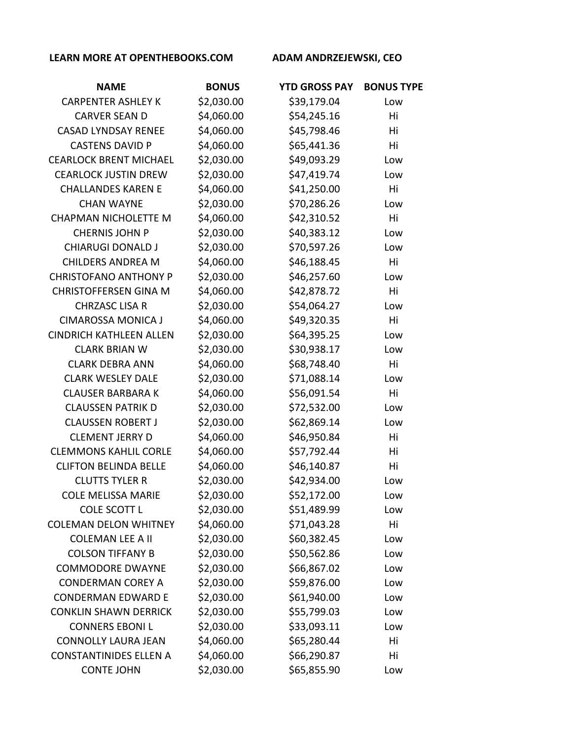**LEARN MORE AT OPENTHEBOOKS.COM** **ADAM ANDRZEJEWSKI, CEO**

| NAME | BONUS | YTD GROSS PAY | BONUS TYPE |
|---|---|---|---|
| CARPENTER ASHLEY K | $2,030.00 | $39,179.04 | Low |
| CARVER SEAN D | $4,060.00 | $54,245.16 | Hi |
| CASAD LYNDSAY RENEE | $4,060.00 | $45,798.46 | Hi |
| CASTENS DAVID P | $4,060.00 | $65,441.36 | Hi |
| CEARLOCK BRENT MICHAEL | $2,030.00 | $49,093.29 | Low |
| CEARLOCK JUSTIN DREW | $2,030.00 | $47,419.74 | Low |
| CHALLANDES KAREN E | $4,060.00 | $41,250.00 | Hi |
| CHAN WAYNE | $2,030.00 | $70,286.26 | Low |
| CHAPMAN NICHOLETTE M | $4,060.00 | $42,310.52 | Hi |
| CHERNIS JOHN P | $2,030.00 | $40,383.12 | Low |
| CHIARUGI DONALD J | $2,030.00 | $70,597.26 | Low |
| CHILDERS ANDREA M | $4,060.00 | $46,188.45 | Hi |
| CHRISTOFANO ANTHONY P | $2,030.00 | $46,257.60 | Low |
| CHRISTOFFERSEN GINA M | $4,060.00 | $42,878.72 | Hi |
| CHRZASC LISA R | $2,030.00 | $54,064.27 | Low |
| CIMAROSSA MONICA J | $4,060.00 | $49,320.35 | Hi |
| CINDRICH KATHLEEN ALLEN | $2,030.00 | $64,395.25 | Low |
| CLARK BRIAN W | $2,030.00 | $30,938.17 | Low |
| CLARK DEBRA ANN | $4,060.00 | $68,748.40 | Hi |
| CLARK WESLEY DALE | $2,030.00 | $71,088.14 | Low |
| CLAUSER BARBARA K | $4,060.00 | $56,091.54 | Hi |
| CLAUSSEN PATRIK D | $2,030.00 | $72,532.00 | Low |
| CLAUSSEN ROBERT J | $2,030.00 | $62,869.14 | Low |
| CLEMENT JERRY D | $4,060.00 | $46,950.84 | Hi |
| CLEMMONS KAHLIL CORLE | $4,060.00 | $57,792.44 | Hi |
| CLIFTON BELINDA BELLE | $4,060.00 | $46,140.87 | Hi |
| CLUTTS TYLER R | $2,030.00 | $42,934.00 | Low |
| COLE MELISSA MARIE | $2,030.00 | $52,172.00 | Low |
| COLE SCOTT L | $2,030.00 | $51,489.99 | Low |
| COLEMAN DELON WHITNEY | $4,060.00 | $71,043.28 | Hi |
| COLEMAN LEE A II | $2,030.00 | $60,382.45 | Low |
| COLSON TIFFANY B | $2,030.00 | $50,562.86 | Low |
| COMMODORE DWAYNE | $2,030.00 | $66,867.02 | Low |
| CONDERMAN COREY A | $2,030.00 | $59,876.00 | Low |
| CONDERMAN EDWARD E | $2,030.00 | $61,940.00 | Low |
| CONKLIN SHAWN DERRICK | $2,030.00 | $55,799.03 | Low |
| CONNERS EBONI L | $2,030.00 | $33,093.11 | Low |
| CONNOLLY LAURA JEAN | $4,060.00 | $65,280.44 | Hi |
| CONSTANTINIDES ELLEN A | $4,060.00 | $66,290.87 | Hi |
| CONTE JOHN | $2,030.00 | $65,855.90 | Low |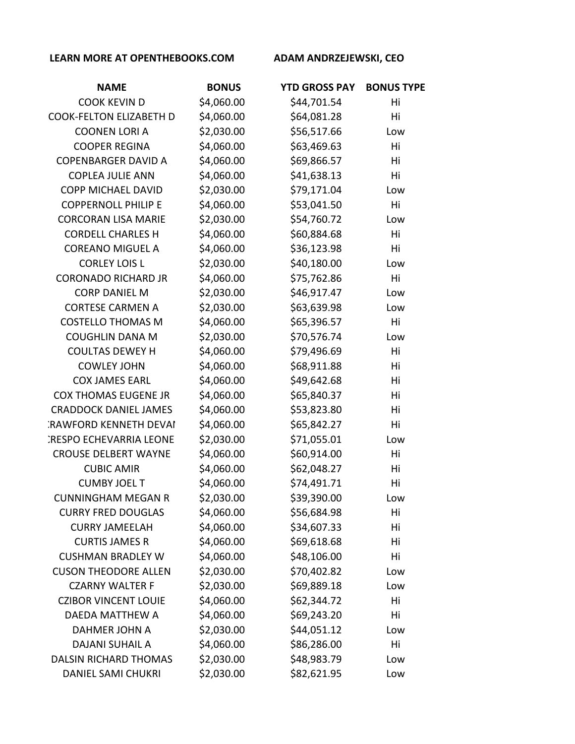LEARN MORE AT OPENTHEBOOKS.COM    ADAM ANDRZEJEWSKI, CEO

| NAME | BONUS | YTD GROSS PAY | BONUS TYPE |
|---|---|---|---|
| COOK KEVIN D | $4,060.00 | $44,701.54 | Hi |
| COOK-FELTON ELIZABETH D | $4,060.00 | $64,081.28 | Hi |
| COONEN LORI A | $2,030.00 | $56,517.66 | Low |
| COOPER REGINA | $4,060.00 | $63,469.63 | Hi |
| COPENBARGER DAVID A | $4,060.00 | $69,866.57 | Hi |
| COPLEA JULIE ANN | $4,060.00 | $41,638.13 | Hi |
| COPP MICHAEL DAVID | $2,030.00 | $79,171.04 | Low |
| COPPERNOLL PHILIP E | $4,060.00 | $53,041.50 | Hi |
| CORCORAN LISA MARIE | $2,030.00 | $54,760.72 | Low |
| CORDELL CHARLES H | $4,060.00 | $60,884.68 | Hi |
| COREANO MIGUEL A | $4,060.00 | $36,123.98 | Hi |
| CORLEY LOIS L | $2,030.00 | $40,180.00 | Low |
| CORONADO RICHARD JR | $4,060.00 | $75,762.86 | Hi |
| CORP DANIEL M | $2,030.00 | $46,917.47 | Low |
| CORTESE CARMEN A | $2,030.00 | $63,639.98 | Low |
| COSTELLO THOMAS M | $4,060.00 | $65,396.57 | Hi |
| COUGHLIN DANA M | $2,030.00 | $70,576.74 | Low |
| COULTAS DEWEY H | $4,060.00 | $79,496.69 | Hi |
| COWLEY JOHN | $4,060.00 | $68,911.88 | Hi |
| COX JAMES EARL | $4,060.00 | $49,642.68 | Hi |
| COX THOMAS EUGENE JR | $4,060.00 | $65,840.37 | Hi |
| CRADDOCK DANIEL JAMES | $4,060.00 | $53,823.80 | Hi |
| :RAWFORD KENNETH DEVAI | $4,060.00 | $65,842.27 | Hi |
| :RESPO ECHEVARRIA LEONE | $2,030.00 | $71,055.01 | Low |
| CROUSE DELBERT WAYNE | $4,060.00 | $60,914.00 | Hi |
| CUBIC AMIR | $4,060.00 | $62,048.27 | Hi |
| CUMBY JOEL T | $4,060.00 | $74,491.71 | Hi |
| CUNNINGHAM MEGAN R | $2,030.00 | $39,390.00 | Low |
| CURRY FRED DOUGLAS | $4,060.00 | $56,684.98 | Hi |
| CURRY JAMEELAH | $4,060.00 | $34,607.33 | Hi |
| CURTIS JAMES R | $4,060.00 | $69,618.68 | Hi |
| CUSHMAN BRADLEY W | $4,060.00 | $48,106.00 | Hi |
| CUSON THEODORE ALLEN | $2,030.00 | $70,402.82 | Low |
| CZARNY WALTER F | $2,030.00 | $69,889.18 | Low |
| CZIBOR VINCENT LOUIE | $4,060.00 | $62,344.72 | Hi |
| DAEDA MATTHEW A | $4,060.00 | $69,243.20 | Hi |
| DAHMER JOHN A | $2,030.00 | $44,051.12 | Low |
| DAJANI SUHAIL A | $4,060.00 | $86,286.00 | Hi |
| DALSIN RICHARD THOMAS | $2,030.00 | $48,983.79 | Low |
| DANIEL SAMI CHUKRI | $2,030.00 | $82,621.95 | Low |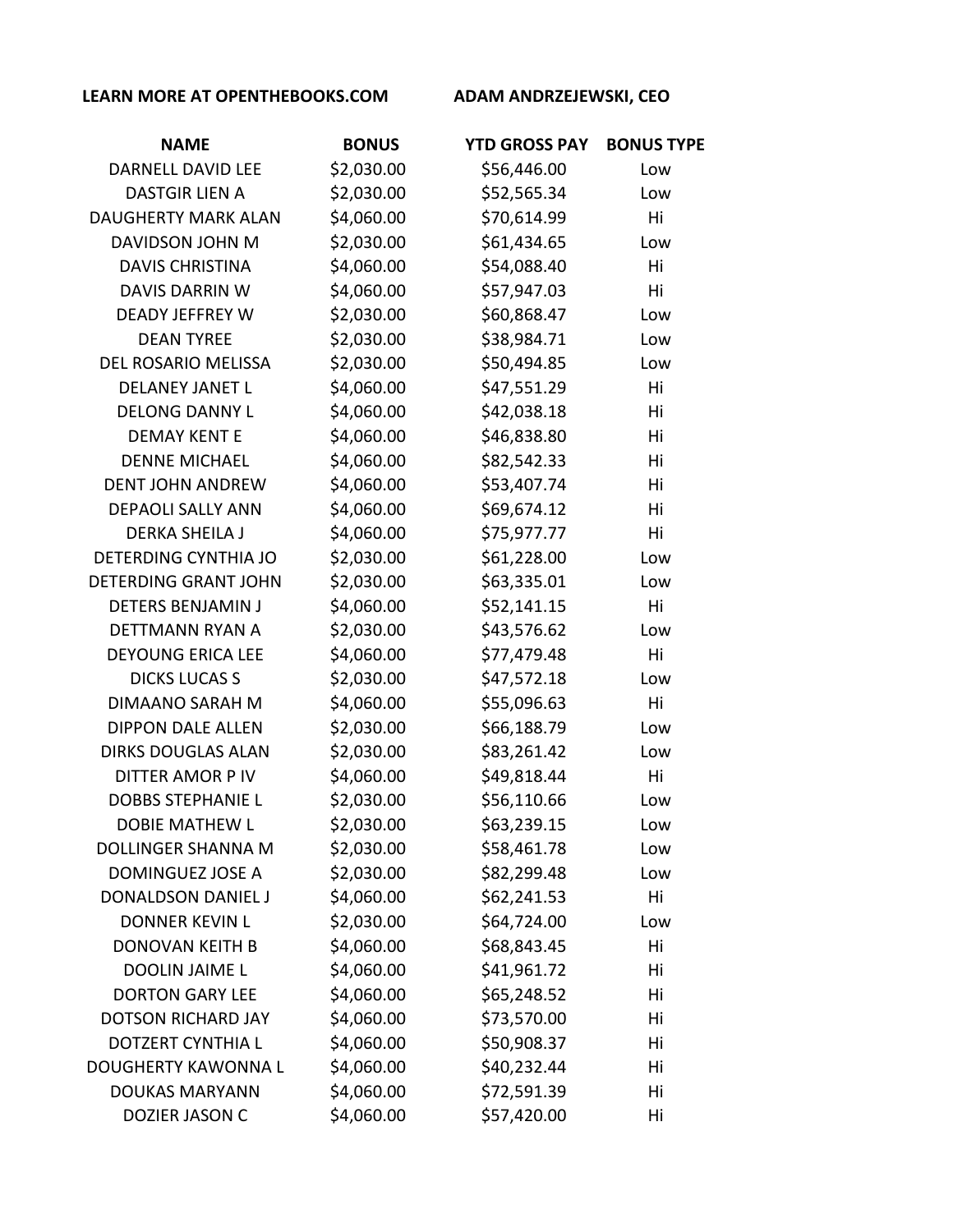**LEARN MORE AT OPENTHEBOOKS.COM** **ADAM ANDRZEJEWSKI, CEO**

| NAME | BONUS | YTD GROSS PAY | BONUS TYPE |
|---|---|---|---|
| DARNELL DAVID LEE | $2,030.00 | $56,446.00 | Low |
| DASTGIR LIEN A | $2,030.00 | $52,565.34 | Low |
| DAUGHERTY MARK ALAN | $4,060.00 | $70,614.99 | Hi |
| DAVIDSON JOHN M | $2,030.00 | $61,434.65 | Low |
| DAVIS CHRISTINA | $4,060.00 | $54,088.40 | Hi |
| DAVIS DARRIN W | $4,060.00 | $57,947.03 | Hi |
| DEADY JEFFREY W | $2,030.00 | $60,868.47 | Low |
| DEAN TYREE | $2,030.00 | $38,984.71 | Low |
| DEL ROSARIO MELISSA | $2,030.00 | $50,494.85 | Low |
| DELANEY JANET L | $4,060.00 | $47,551.29 | Hi |
| DELONG DANNY L | $4,060.00 | $42,038.18 | Hi |
| DEMAY KENT E | $4,060.00 | $46,838.80 | Hi |
| DENNE MICHAEL | $4,060.00 | $82,542.33 | Hi |
| DENT JOHN ANDREW | $4,060.00 | $53,407.74 | Hi |
| DEPAOLI SALLY ANN | $4,060.00 | $69,674.12 | Hi |
| DERKA SHEILA J | $4,060.00 | $75,977.77 | Hi |
| DETERDING CYNTHIA JO | $2,030.00 | $61,228.00 | Low |
| DETERDING GRANT JOHN | $2,030.00 | $63,335.01 | Low |
| DETERS BENJAMIN J | $4,060.00 | $52,141.15 | Hi |
| DETTMANN RYAN A | $2,030.00 | $43,576.62 | Low |
| DEYOUNG ERICA LEE | $4,060.00 | $77,479.48 | Hi |
| DICKS LUCAS S | $2,030.00 | $47,572.18 | Low |
| DIMAANO SARAH M | $4,060.00 | $55,096.63 | Hi |
| DIPPON DALE ALLEN | $2,030.00 | $66,188.79 | Low |
| DIRKS DOUGLAS ALAN | $2,030.00 | $83,261.42 | Low |
| DITTER AMOR P IV | $4,060.00 | $49,818.44 | Hi |
| DOBBS STEPHANIE L | $2,030.00 | $56,110.66 | Low |
| DOBIE MATHEW L | $2,030.00 | $63,239.15 | Low |
| DOLLINGER SHANNA M | $2,030.00 | $58,461.78 | Low |
| DOMINGUEZ JOSE A | $2,030.00 | $82,299.48 | Low |
| DONALDSON DANIEL J | $4,060.00 | $62,241.53 | Hi |
| DONNER KEVIN L | $2,030.00 | $64,724.00 | Low |
| DONOVAN KEITH B | $4,060.00 | $68,843.45 | Hi |
| DOOLIN JAIME L | $4,060.00 | $41,961.72 | Hi |
| DORTON GARY LEE | $4,060.00 | $65,248.52 | Hi |
| DOTSON RICHARD JAY | $4,060.00 | $73,570.00 | Hi |
| DOTZERT CYNTHIA L | $4,060.00 | $50,908.37 | Hi |
| DOUGHERTY KAWONNA L | $4,060.00 | $40,232.44 | Hi |
| DOUKAS MARYANN | $4,060.00 | $72,591.39 | Hi |
| DOZIER JASON C | $4,060.00 | $57,420.00 | Hi |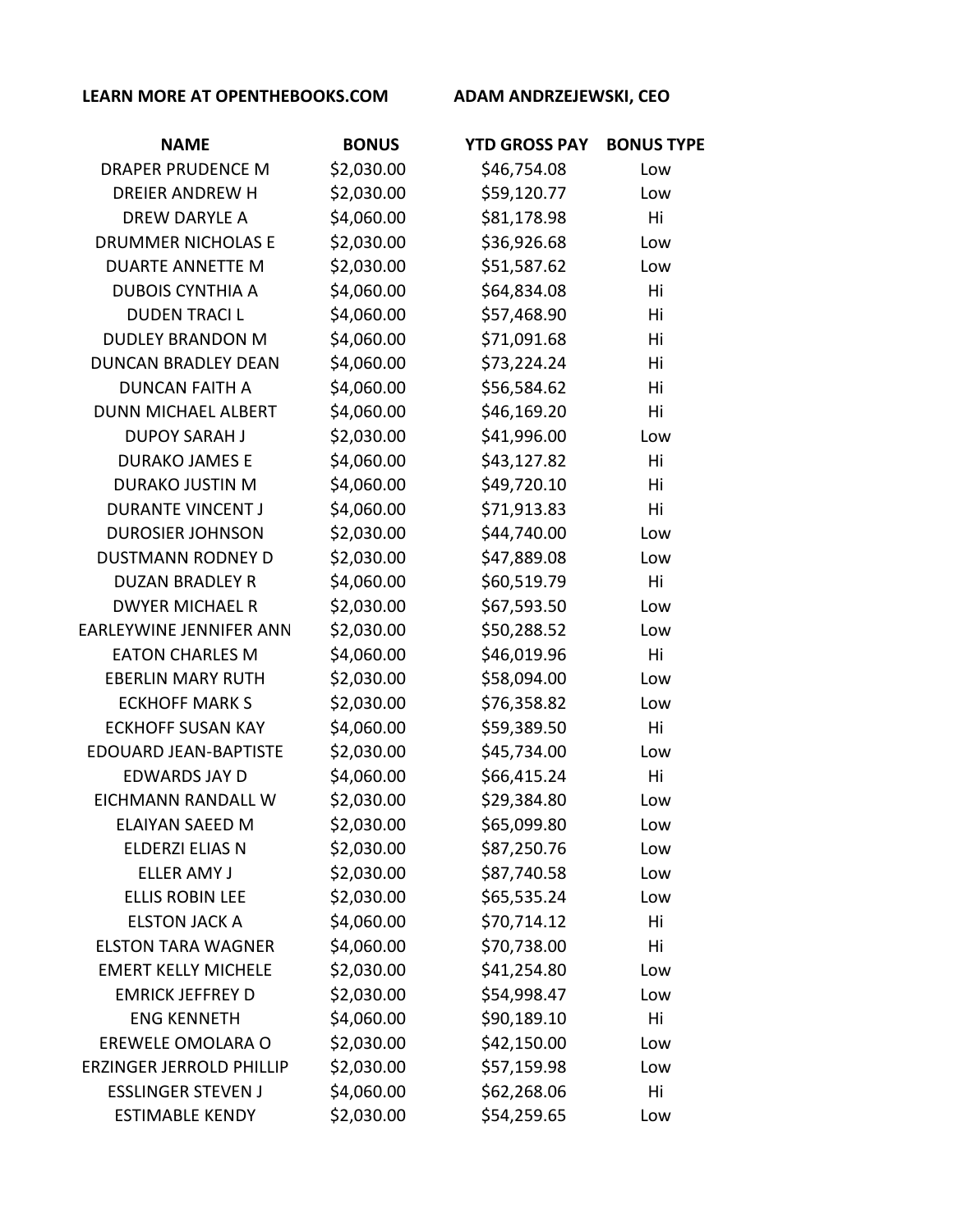**LEARN MORE AT OPENTHEBOOKS.COM** **ADAM ANDRZEJEWSKI, CEO**

| NAME | BONUS | YTD GROSS PAY | BONUS TYPE |
|---|---|---|---|
| DRAPER PRUDENCE M | $2,030.00 | $46,754.08 | Low |
| DREIER ANDREW H | $2,030.00 | $59,120.77 | Low |
| DREW DARYLE A | $4,060.00 | $81,178.98 | Hi |
| DRUMMER NICHOLAS E | $2,030.00 | $36,926.68 | Low |
| DUARTE ANNETTE M | $2,030.00 | $51,587.62 | Low |
| DUBOIS CYNTHIA A | $4,060.00 | $64,834.08 | Hi |
| DUDEN TRACI L | $4,060.00 | $57,468.90 | Hi |
| DUDLEY BRANDON M | $4,060.00 | $71,091.68 | Hi |
| DUNCAN BRADLEY DEAN | $4,060.00 | $73,224.24 | Hi |
| DUNCAN FAITH A | $4,060.00 | $56,584.62 | Hi |
| DUNN MICHAEL ALBERT | $4,060.00 | $46,169.20 | Hi |
| DUPOY SARAH J | $2,030.00 | $41,996.00 | Low |
| DURAKO JAMES E | $4,060.00 | $43,127.82 | Hi |
| DURAKO JUSTIN M | $4,060.00 | $49,720.10 | Hi |
| DURANTE VINCENT J | $4,060.00 | $71,913.83 | Hi |
| DUROSIER JOHNSON | $2,030.00 | $44,740.00 | Low |
| DUSTMANN RODNEY D | $2,030.00 | $47,889.08 | Low |
| DUZAN BRADLEY R | $4,060.00 | $60,519.79 | Hi |
| DWYER MICHAEL R | $2,030.00 | $67,593.50 | Low |
| EARLEYWINE JENNIFER ANN | $2,030.00 | $50,288.52 | Low |
| EATON CHARLES M | $4,060.00 | $46,019.96 | Hi |
| EBERLIN MARY RUTH | $2,030.00 | $58,094.00 | Low |
| ECKHOFF MARK S | $2,030.00 | $76,358.82 | Low |
| ECKHOFF SUSAN KAY | $4,060.00 | $59,389.50 | Hi |
| EDOUARD JEAN-BAPTISTE | $2,030.00 | $45,734.00 | Low |
| EDWARDS JAY D | $4,060.00 | $66,415.24 | Hi |
| EICHMANN RANDALL W | $2,030.00 | $29,384.80 | Low |
| ELAIYAN SAEED M | $2,030.00 | $65,099.80 | Low |
| ELDERZI ELIAS N | $2,030.00 | $87,250.76 | Low |
| ELLER AMY J | $2,030.00 | $87,740.58 | Low |
| ELLIS ROBIN LEE | $2,030.00 | $65,535.24 | Low |
| ELSTON JACK A | $4,060.00 | $70,714.12 | Hi |
| ELSTON TARA WAGNER | $4,060.00 | $70,738.00 | Hi |
| EMERT KELLY MICHELE | $2,030.00 | $41,254.80 | Low |
| EMRICK JEFFREY D | $2,030.00 | $54,998.47 | Low |
| ENG KENNETH | $4,060.00 | $90,189.10 | Hi |
| EREWELE OMOLARA O | $2,030.00 | $42,150.00 | Low |
| ERZINGER JERROLD PHILLIP | $2,030.00 | $57,159.98 | Low |
| ESSLINGER STEVEN J | $4,060.00 | $62,268.06 | Hi |
| ESTIMABLE KENDY | $2,030.00 | $54,259.65 | Low |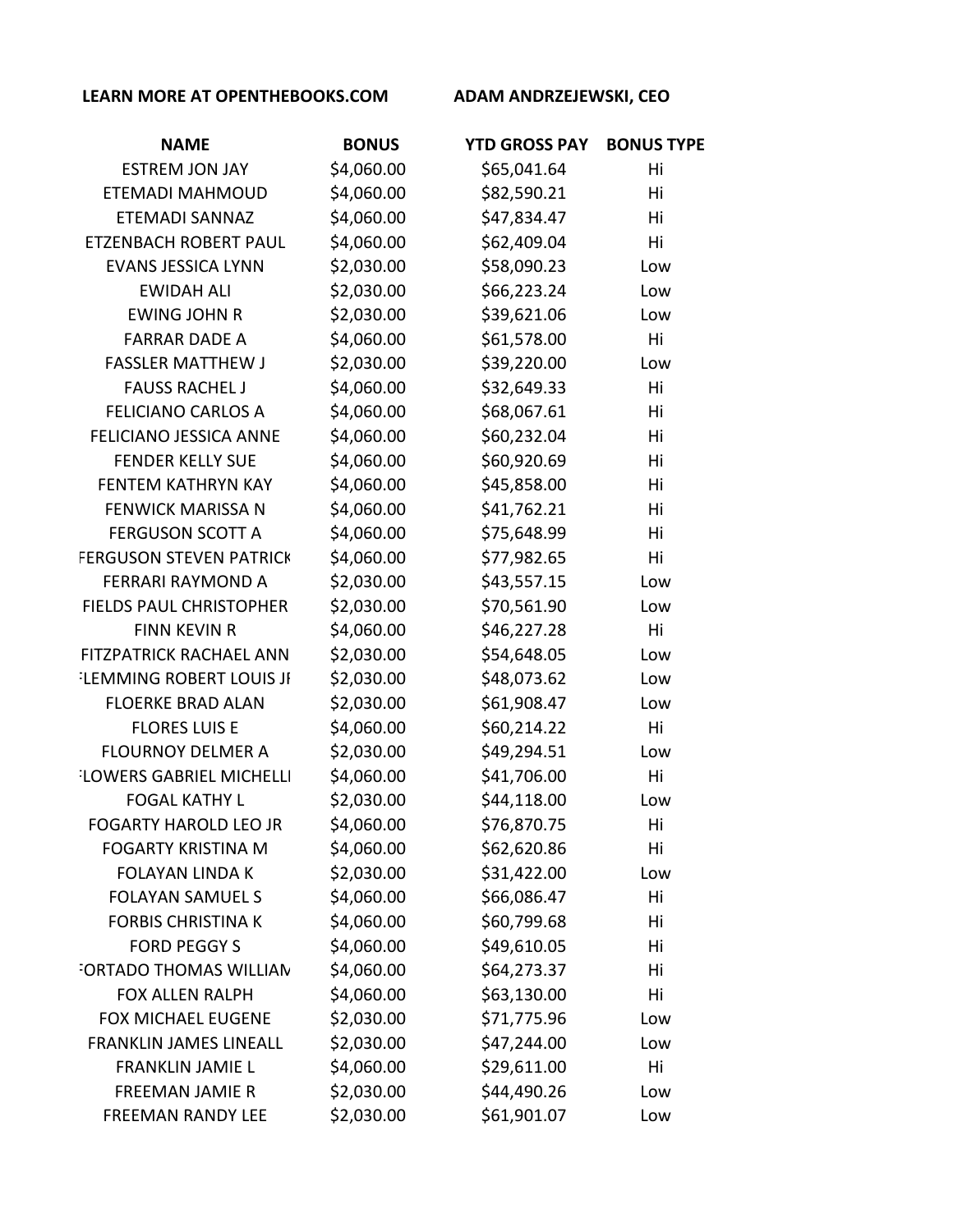LEARN MORE AT OPENTHEBOOKS.COM ADAM ANDRZEJEWSKI, CEO

| NAME | BONUS | YTD GROSS PAY | BONUS TYPE |
|---|---|---|---|
| ESTREM JON JAY | $4,060.00 | $65,041.64 | Hi |
| ETEMADI MAHMOUD | $4,060.00 | $82,590.21 | Hi |
| ETEMADI SANNAZ | $4,060.00 | $47,834.47 | Hi |
| ETZENBACH ROBERT PAUL | $4,060.00 | $62,409.04 | Hi |
| EVANS JESSICA LYNN | $2,030.00 | $58,090.23 | Low |
| EWIDAH ALI | $2,030.00 | $66,223.24 | Low |
| EWING JOHN R | $2,030.00 | $39,621.06 | Low |
| FARRAR DADE A | $4,060.00 | $61,578.00 | Hi |
| FASSLER MATTHEW J | $2,030.00 | $39,220.00 | Low |
| FAUSS RACHEL J | $4,060.00 | $32,649.33 | Hi |
| FELICIANO CARLOS A | $4,060.00 | $68,067.61 | Hi |
| FELICIANO JESSICA ANNE | $4,060.00 | $60,232.04 | Hi |
| FENDER KELLY SUE | $4,060.00 | $60,920.69 | Hi |
| FENTEM KATHRYN KAY | $4,060.00 | $45,858.00 | Hi |
| FENWICK MARISSA N | $4,060.00 | $41,762.21 | Hi |
| FERGUSON SCOTT A | $4,060.00 | $75,648.99 | Hi |
| FERGUSON STEVEN PATRICK | $4,060.00 | $77,982.65 | Hi |
| FERRARI RAYMOND A | $2,030.00 | $43,557.15 | Low |
| FIELDS PAUL CHRISTOPHER | $2,030.00 | $70,561.90 | Low |
| FINN KEVIN R | $4,060.00 | $46,227.28 | Hi |
| FITZPATRICK RACHAEL ANN | $2,030.00 | $54,648.05 | Low |
| FLEMMING ROBERT LOUIS JR | $2,030.00 | $48,073.62 | Low |
| FLOERKE BRAD ALAN | $2,030.00 | $61,908.47 | Low |
| FLORES LUIS E | $4,060.00 | $60,214.22 | Hi |
| FLOURNOY DELMER A | $2,030.00 | $49,294.51 | Low |
| FLOWERS GABRIEL MICHELLE | $4,060.00 | $41,706.00 | Hi |
| FOGAL KATHY L | $2,030.00 | $44,118.00 | Low |
| FOGARTY HAROLD LEO JR | $4,060.00 | $76,870.75 | Hi |
| FOGARTY KRISTINA M | $4,060.00 | $62,620.86 | Hi |
| FOLAYAN LINDA K | $2,030.00 | $31,422.00 | Low |
| FOLAYAN SAMUEL S | $4,060.00 | $66,086.47 | Hi |
| FORBIS CHRISTINA K | $4,060.00 | $60,799.68 | Hi |
| FORD PEGGY S | $4,060.00 | $49,610.05 | Hi |
| FORTADO THOMAS WILLIAM | $4,060.00 | $64,273.37 | Hi |
| FOX ALLEN RALPH | $4,060.00 | $63,130.00 | Hi |
| FOX MICHAEL EUGENE | $2,030.00 | $71,775.96 | Low |
| FRANKLIN JAMES LINEALL | $2,030.00 | $47,244.00 | Low |
| FRANKLIN JAMIE L | $4,060.00 | $29,611.00 | Hi |
| FREEMAN JAMIE R | $2,030.00 | $44,490.26 | Low |
| FREEMAN RANDY LEE | $2,030.00 | $61,901.07 | Low |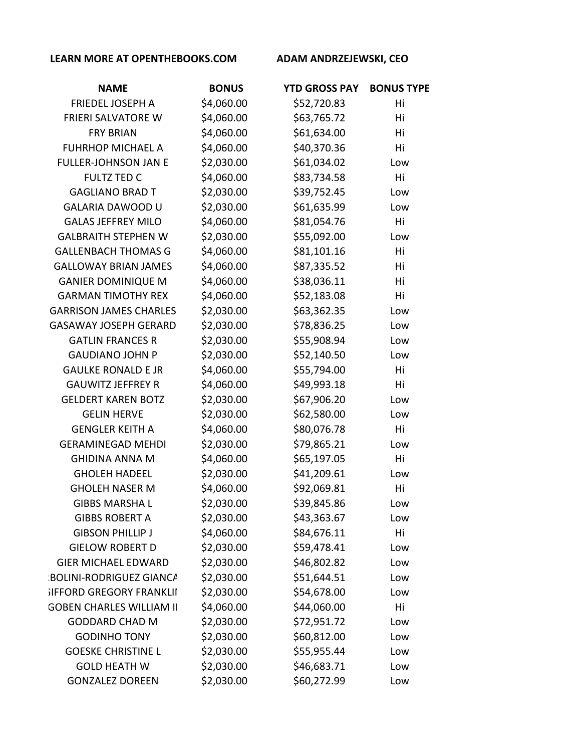**LEARN MORE AT OPENTHEBOOKS.COM** **ADAM ANDRZEJEWSKI, CEO**

| NAME | BONUS | YTD GROSS PAY | BONUS TYPE |
|---|---|---|---|
| FRIEDEL JOSEPH A | $4,060.00 | $52,720.83 | Hi |
| FRIERI SALVATORE W | $4,060.00 | $63,765.72 | Hi |
| FRY BRIAN | $4,060.00 | $61,634.00 | Hi |
| FUHRHOP MICHAEL A | $4,060.00 | $40,370.36 | Hi |
| FULLER-JOHNSON JAN E | $2,030.00 | $61,034.02 | Low |
| FULTZ TED C | $4,060.00 | $83,734.58 | Hi |
| GAGLIANO BRAD T | $2,030.00 | $39,752.45 | Low |
| GALARIA DAWOOD U | $2,030.00 | $61,635.99 | Low |
| GALAS JEFFREY MILO | $4,060.00 | $81,054.76 | Hi |
| GALBRAITH STEPHEN W | $2,030.00 | $55,092.00 | Low |
| GALLENBACH THOMAS G | $4,060.00 | $81,101.16 | Hi |
| GALLOWAY BRIAN JAMES | $4,060.00 | $87,335.52 | Hi |
| GANIER DOMINIQUE M | $4,060.00 | $38,036.11 | Hi |
| GARMAN TIMOTHY REX | $4,060.00 | $52,183.08 | Hi |
| GARRISON JAMES CHARLES | $2,030.00 | $63,362.35 | Low |
| GASAWAY JOSEPH GERARD | $2,030.00 | $78,836.25 | Low |
| GATLIN FRANCES R | $2,030.00 | $55,908.94 | Low |
| GAUDIANO JOHN P | $2,030.00 | $52,140.50 | Low |
| GAULKE RONALD E JR | $4,060.00 | $55,794.00 | Hi |
| GAUWITZ JEFFREY R | $4,060.00 | $49,993.18 | Hi |
| GELDERT KAREN BOTZ | $2,030.00 | $67,906.20 | Low |
| GELIN HERVE | $2,030.00 | $62,580.00 | Low |
| GENGLER KEITH A | $4,060.00 | $80,076.78 | Hi |
| GERAMINEGAD MEHDI | $2,030.00 | $79,865.21 | Low |
| GHIDINA ANNA M | $4,060.00 | $65,197.05 | Hi |
| GHOLEH HADEEL | $2,030.00 | $41,209.61 | Low |
| GHOLEH NASER M | $4,060.00 | $92,069.81 | Hi |
| GIBBS MARSHA L | $2,030.00 | $39,845.86 | Low |
| GIBBS ROBERT A | $2,030.00 | $43,363.67 | Low |
| GIBSON PHILLIP J | $4,060.00 | $84,676.11 | Hi |
| GIELOW ROBERT D | $2,030.00 | $59,478.41 | Low |
| GIER MICHAEL EDWARD | $2,030.00 | $46,802.82 | Low |
| :BOLINI-RODRIGUEZ GIANCA | $2,030.00 | $51,644.51 | Low |
| ;IFFORD GREGORY FRANKLII | $2,030.00 | $54,678.00 | Low |
| GOBEN CHARLES WILLIAM II | $4,060.00 | $44,060.00 | Hi |
| GODDARD CHAD M | $2,030.00 | $72,951.72 | Low |
| GODINHO TONY | $2,030.00 | $60,812.00 | Low |
| GOESKE CHRISTINE L | $2,030.00 | $55,955.44 | Low |
| GOLD HEATH W | $2,030.00 | $46,683.71 | Low |
| GONZALEZ DOREEN | $2,030.00 | $60,272.99 | Low |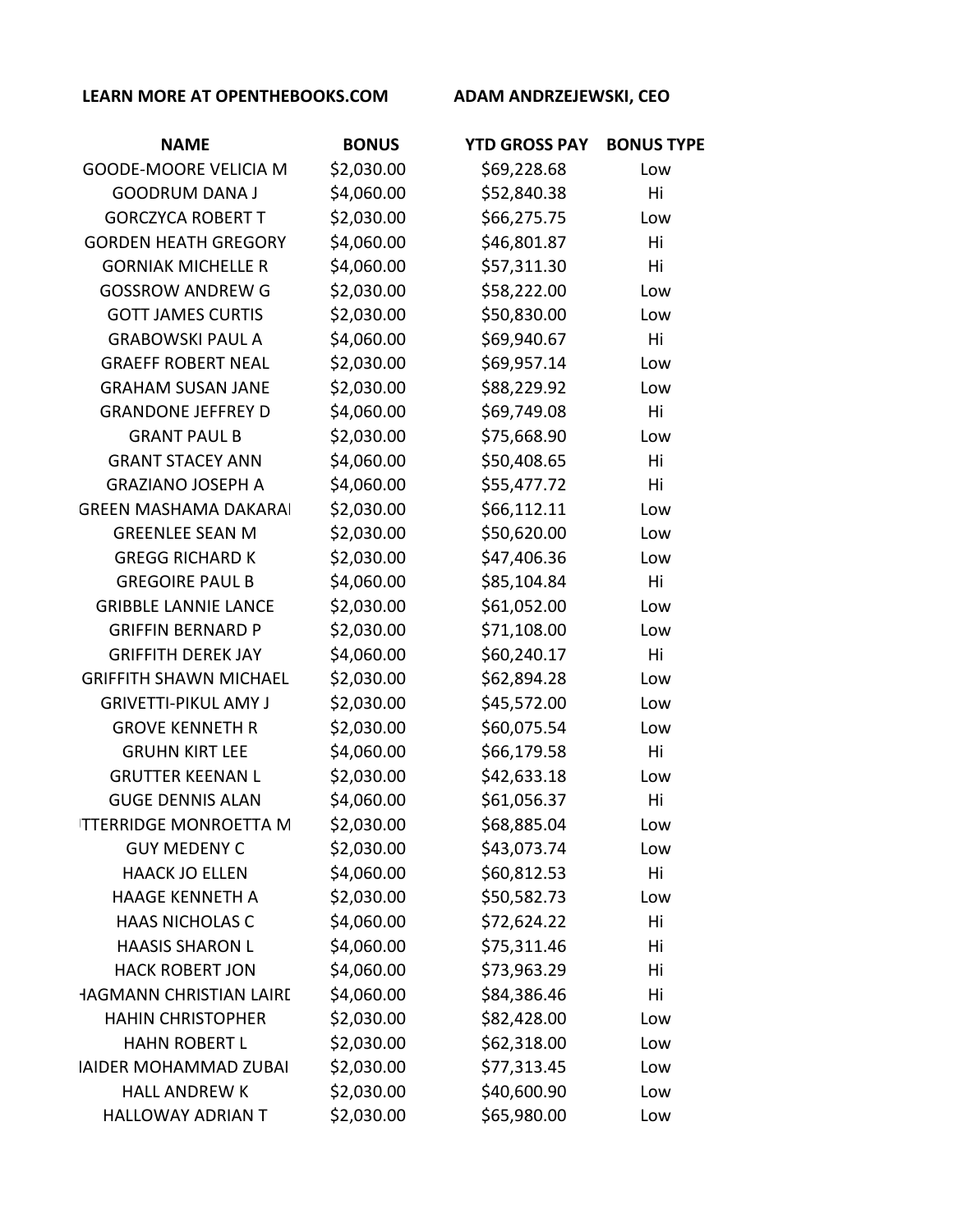LEARN MORE AT OPENTHEBOOKS.COM    ADAM ANDRZEJEWSKI, CEO

| NAME | BONUS | YTD GROSS PAY | BONUS TYPE |
|---|---|---|---|
| GOODE-MOORE VELICIA M | $2,030.00 | $69,228.68 | Low |
| GOODRUM DANA J | $4,060.00 | $52,840.38 | Hi |
| GORCZYCA ROBERT T | $2,030.00 | $66,275.75 | Low |
| GORDEN HEATH GREGORY | $4,060.00 | $46,801.87 | Hi |
| GORNIAK MICHELLE R | $4,060.00 | $57,311.30 | Hi |
| GOSSROW ANDREW G | $2,030.00 | $58,222.00 | Low |
| GOTT JAMES CURTIS | $2,030.00 | $50,830.00 | Low |
| GRABOWSKI PAUL A | $4,060.00 | $69,940.67 | Hi |
| GRAEFF ROBERT NEAL | $2,030.00 | $69,957.14 | Low |
| GRAHAM SUSAN JANE | $2,030.00 | $88,229.92 | Low |
| GRANDONE JEFFREY D | $4,060.00 | $69,749.08 | Hi |
| GRANT PAUL B | $2,030.00 | $75,668.90 | Low |
| GRANT STACEY ANN | $4,060.00 | $50,408.65 | Hi |
| GRAZIANO JOSEPH A | $4,060.00 | $55,477.72 | Hi |
| GREEN MASHAMA DAKARAI | $2,030.00 | $66,112.11 | Low |
| GREENLEE SEAN M | $2,030.00 | $50,620.00 | Low |
| GREGG RICHARD K | $2,030.00 | $47,406.36 | Low |
| GREGOIRE PAUL B | $4,060.00 | $85,104.84 | Hi |
| GRIBBLE LANNIE LANCE | $2,030.00 | $61,052.00 | Low |
| GRIFFIN BERNARD P | $2,030.00 | $71,108.00 | Low |
| GRIFFITH DEREK JAY | $4,060.00 | $60,240.17 | Hi |
| GRIFFITH SHAWN MICHAEL | $2,030.00 | $62,894.28 | Low |
| GRIVETTI-PIKUL AMY J | $2,030.00 | $45,572.00 | Low |
| GROVE KENNETH R | $2,030.00 | $60,075.54 | Low |
| GRUHN KIRT LEE | $4,060.00 | $66,179.58 | Hi |
| GRUTTER KEENAN L | $2,030.00 | $42,633.18 | Low |
| GUGE DENNIS ALAN | $4,060.00 | $61,056.37 | Hi |
| TTERRIDGE MONROETTA M | $2,030.00 | $68,885.04 | Low |
| GUY MEDENY C | $2,030.00 | $43,073.74 | Low |
| HAACK JO ELLEN | $4,060.00 | $60,812.53 | Hi |
| HAAGE KENNETH A | $2,030.00 | $50,582.73 | Low |
| HAAS NICHOLAS C | $4,060.00 | $72,624.22 | Hi |
| HAASIS SHARON L | $4,060.00 | $75,311.46 | Hi |
| HACK ROBERT JON | $4,060.00 | $73,963.29 | Hi |
| HAGMANN CHRISTIAN LAIRD | $4,060.00 | $84,386.46 | Hi |
| HAHIN CHRISTOPHER | $2,030.00 | $82,428.00 | Low |
| HAHN ROBERT L | $2,030.00 | $62,318.00 | Low |
| HAIDER MOHAMMAD ZUBAI | $2,030.00 | $77,313.45 | Low |
| HALL ANDREW K | $2,030.00 | $40,600.90 | Low |
| HALLOWAY ADRIAN T | $2,030.00 | $65,980.00 | Low |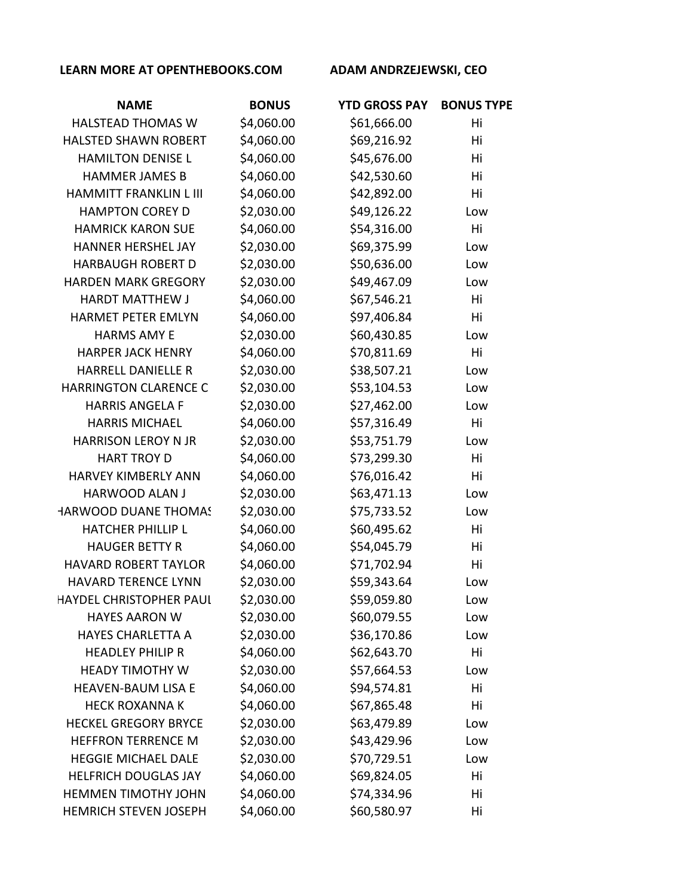**LEARN MORE AT OPENTHEBOOKS.COM** **ADAM ANDRZEJEWSKI, CEO**

| NAME | BONUS | YTD GROSS PAY | BONUS TYPE |
|---|---|---|---|
| HALSTEAD THOMAS W | $4,060.00 | $61,666.00 | Hi |
| HALSTED SHAWN ROBERT | $4,060.00 | $69,216.92 | Hi |
| HAMILTON DENISE L | $4,060.00 | $45,676.00 | Hi |
| HAMMER JAMES B | $4,060.00 | $42,530.60 | Hi |
| HAMMITT FRANKLIN L III | $4,060.00 | $42,892.00 | Hi |
| HAMPTON COREY D | $2,030.00 | $49,126.22 | Low |
| HAMRICK KARON SUE | $4,060.00 | $54,316.00 | Hi |
| HANNER HERSHEL JAY | $2,030.00 | $69,375.99 | Low |
| HARBAUGH ROBERT D | $2,030.00 | $50,636.00 | Low |
| HARDEN MARK GREGORY | $2,030.00 | $49,467.09 | Low |
| HARDT MATTHEW J | $4,060.00 | $67,546.21 | Hi |
| HARMET PETER EMLYN | $4,060.00 | $97,406.84 | Hi |
| HARMS AMY E | $2,030.00 | $60,430.85 | Low |
| HARPER JACK HENRY | $4,060.00 | $70,811.69 | Hi |
| HARRELL DANIELLE R | $2,030.00 | $38,507.21 | Low |
| HARRINGTON CLARENCE C | $2,030.00 | $53,104.53 | Low |
| HARRIS ANGELA F | $2,030.00 | $27,462.00 | Low |
| HARRIS MICHAEL | $4,060.00 | $57,316.49 | Hi |
| HARRISON LEROY N JR | $2,030.00 | $53,751.79 | Low |
| HART TROY D | $4,060.00 | $73,299.30 | Hi |
| HARVEY KIMBERLY ANN | $4,060.00 | $76,016.42 | Hi |
| HARWOOD ALAN J | $2,030.00 | $63,471.13 | Low |
| HARWOOD DUANE THOMAS | $2,030.00 | $75,733.52 | Low |
| HATCHER PHILLIP L | $4,060.00 | $60,495.62 | Hi |
| HAUGER BETTY R | $4,060.00 | $54,045.79 | Hi |
| HAVARD ROBERT TAYLOR | $4,060.00 | $71,702.94 | Hi |
| HAVARD TERENCE LYNN | $2,030.00 | $59,343.64 | Low |
| HAYDEL CHRISTOPHER PAUL | $2,030.00 | $59,059.80 | Low |
| HAYES AARON W | $2,030.00 | $60,079.55 | Low |
| HAYES CHARLETTA A | $2,030.00 | $36,170.86 | Low |
| HEADLEY PHILIP R | $4,060.00 | $62,643.70 | Hi |
| HEADY TIMOTHY W | $2,030.00 | $57,664.53 | Low |
| HEAVEN-BAUM LISA E | $4,060.00 | $94,574.81 | Hi |
| HECK ROXANNA K | $4,060.00 | $67,865.48 | Hi |
| HECKEL GREGORY BRYCE | $2,030.00 | $63,479.89 | Low |
| HEFFRON TERRENCE M | $2,030.00 | $43,429.96 | Low |
| HEGGIE MICHAEL DALE | $2,030.00 | $70,729.51 | Low |
| HELFRICH DOUGLAS JAY | $4,060.00 | $69,824.05 | Hi |
| HEMMEN TIMOTHY JOHN | $4,060.00 | $74,334.96 | Hi |
| HEMRICH STEVEN JOSEPH | $4,060.00 | $60,580.97 | Hi |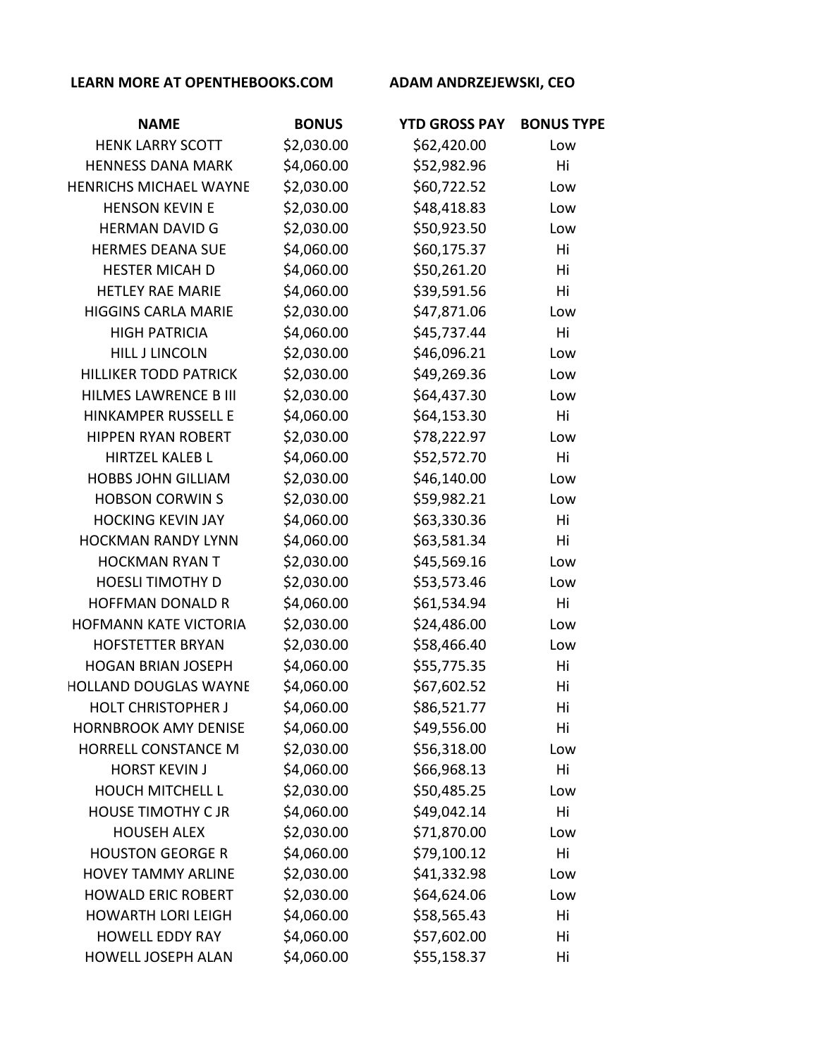**LEARN MORE AT OPENTHEBOOKS.COM** **ADAM ANDRZEJEWSKI, CEO**

| NAME | BONUS | YTD GROSS PAY | BONUS TYPE |
|---|---|---|---|
| HENK LARRY SCOTT | $2,030.00 | $62,420.00 | Low |
| HENNESS DANA MARK | $4,060.00 | $52,982.96 | Hi |
| HENRICHS MICHAEL WAYNE | $2,030.00 | $60,722.52 | Low |
| HENSON KEVIN E | $2,030.00 | $48,418.83 | Low |
| HERMAN DAVID G | $2,030.00 | $50,923.50 | Low |
| HERMES DEANA SUE | $4,060.00 | $60,175.37 | Hi |
| HESTER MICAH D | $4,060.00 | $50,261.20 | Hi |
| HETLEY RAE MARIE | $4,060.00 | $39,591.56 | Hi |
| HIGGINS CARLA MARIE | $2,030.00 | $47,871.06 | Low |
| HIGH PATRICIA | $4,060.00 | $45,737.44 | Hi |
| HILL J LINCOLN | $2,030.00 | $46,096.21 | Low |
| HILLIKER TODD PATRICK | $2,030.00 | $49,269.36 | Low |
| HILMES LAWRENCE B III | $2,030.00 | $64,437.30 | Low |
| HINKAMPER RUSSELL E | $4,060.00 | $64,153.30 | Hi |
| HIPPEN RYAN ROBERT | $2,030.00 | $78,222.97 | Low |
| HIRTZEL KALEB L | $4,060.00 | $52,572.70 | Hi |
| HOBBS JOHN GILLIAM | $2,030.00 | $46,140.00 | Low |
| HOBSON CORWIN S | $2,030.00 | $59,982.21 | Low |
| HOCKING KEVIN JAY | $4,060.00 | $63,330.36 | Hi |
| HOCKMAN RANDY LYNN | $4,060.00 | $63,581.34 | Hi |
| HOCKMAN RYAN T | $2,030.00 | $45,569.16 | Low |
| HOESLI TIMOTHY D | $2,030.00 | $53,573.46 | Low |
| HOFFMAN DONALD R | $4,060.00 | $61,534.94 | Hi |
| HOFMANN KATE VICTORIA | $2,030.00 | $24,486.00 | Low |
| HOFSTETTER BRYAN | $2,030.00 | $58,466.40 | Low |
| HOGAN BRIAN JOSEPH | $4,060.00 | $55,775.35 | Hi |
| HOLLAND DOUGLAS WAYNE | $4,060.00 | $67,602.52 | Hi |
| HOLT CHRISTOPHER J | $4,060.00 | $86,521.77 | Hi |
| HORNBROOK AMY DENISE | $4,060.00 | $49,556.00 | Hi |
| HORRELL CONSTANCE M | $2,030.00 | $56,318.00 | Low |
| HORST KEVIN J | $4,060.00 | $66,968.13 | Hi |
| HOUCH MITCHELL L | $2,030.00 | $50,485.25 | Low |
| HOUSE TIMOTHY C JR | $4,060.00 | $49,042.14 | Hi |
| HOUSEH ALEX | $2,030.00 | $71,870.00 | Low |
| HOUSTON GEORGE R | $4,060.00 | $79,100.12 | Hi |
| HOVEY TAMMY ARLINE | $2,030.00 | $41,332.98 | Low |
| HOWALD ERIC ROBERT | $2,030.00 | $64,624.06 | Low |
| HOWARTH LORI LEIGH | $4,060.00 | $58,565.43 | Hi |
| HOWELL EDDY RAY | $4,060.00 | $57,602.00 | Hi |
| HOWELL JOSEPH ALAN | $4,060.00 | $55,158.37 | Hi |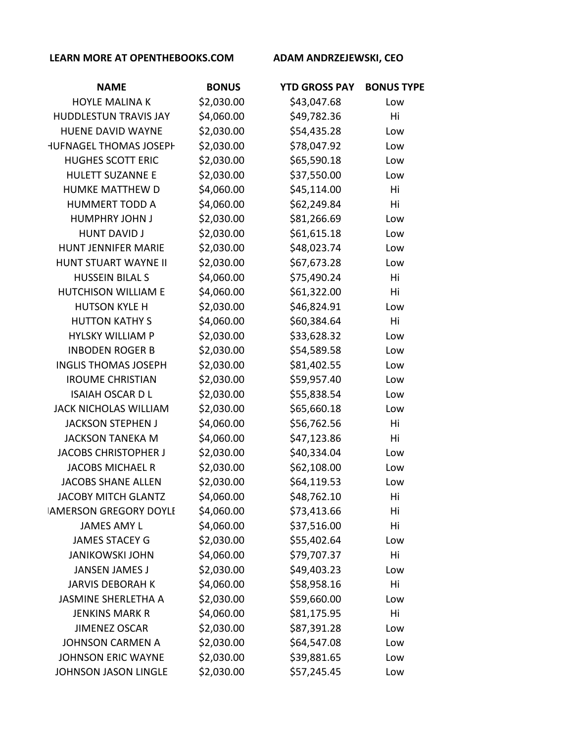LEARN MORE AT OPENTHEBOOKS.COM ADAM ANDRZEJEWSKI, CEO

| NAME | BONUS | YTD GROSS PAY | BONUS TYPE |
|---|---|---|---|
| HOYLE MALINA K | $2,030.00 | $43,047.68 | Low |
| HUDDLESTUN TRAVIS JAY | $4,060.00 | $49,782.36 | Hi |
| HUENE DAVID WAYNE | $2,030.00 | $54,435.28 | Low |
| HUFNAGEL THOMAS JOSEPH | $2,030.00 | $78,047.92 | Low |
| HUGHES SCOTT ERIC | $2,030.00 | $65,590.18 | Low |
| HULETT SUZANNE E | $2,030.00 | $37,550.00 | Low |
| HUMKE MATTHEW D | $4,060.00 | $45,114.00 | Hi |
| HUMMERT TODD A | $4,060.00 | $62,249.84 | Hi |
| HUMPHRY JOHN J | $2,030.00 | $81,266.69 | Low |
| HUNT DAVID J | $2,030.00 | $61,615.18 | Low |
| HUNT JENNIFER MARIE | $2,030.00 | $48,023.74 | Low |
| HUNT STUART WAYNE II | $2,030.00 | $67,673.28 | Low |
| HUSSEIN BILAL S | $4,060.00 | $75,490.24 | Hi |
| HUTCHISON WILLIAM E | $4,060.00 | $61,322.00 | Hi |
| HUTSON KYLE H | $2,030.00 | $46,824.91 | Low |
| HUTTON KATHY S | $4,060.00 | $60,384.64 | Hi |
| HYLSKY WILLIAM P | $2,030.00 | $33,628.32 | Low |
| INBODEN ROGER B | $2,030.00 | $54,589.58 | Low |
| INGLIS THOMAS JOSEPH | $2,030.00 | $81,402.55 | Low |
| IROUME CHRISTIAN | $2,030.00 | $59,957.40 | Low |
| ISAIAH OSCAR D L | $2,030.00 | $55,838.54 | Low |
| JACK NICHOLAS WILLIAM | $2,030.00 | $65,660.18 | Low |
| JACKSON STEPHEN J | $4,060.00 | $56,762.56 | Hi |
| JACKSON TANEKA M | $4,060.00 | $47,123.86 | Hi |
| JACOBS CHRISTOPHER J | $2,030.00 | $40,334.04 | Low |
| JACOBS MICHAEL R | $2,030.00 | $62,108.00 | Low |
| JACOBS SHANE ALLEN | $2,030.00 | $64,119.53 | Low |
| JACOBY MITCH GLANTZ | $4,060.00 | $48,762.10 | Hi |
| JAMERSON GREGORY DOYLE | $4,060.00 | $73,413.66 | Hi |
| JAMES AMY L | $4,060.00 | $37,516.00 | Hi |
| JAMES STACEY G | $2,030.00 | $55,402.64 | Low |
| JANIKOWSKI JOHN | $4,060.00 | $79,707.37 | Hi |
| JANSEN JAMES J | $2,030.00 | $49,403.23 | Low |
| JARVIS DEBORAH K | $4,060.00 | $58,958.16 | Hi |
| JASMINE SHERLETHA A | $2,030.00 | $59,660.00 | Low |
| JENKINS MARK R | $4,060.00 | $81,175.95 | Hi |
| JIMENEZ OSCAR | $2,030.00 | $87,391.28 | Low |
| JOHNSON CARMEN A | $2,030.00 | $64,547.08 | Low |
| JOHNSON ERIC WAYNE | $2,030.00 | $39,881.65 | Low |
| JOHNSON JASON LINGLE | $2,030.00 | $57,245.45 | Low |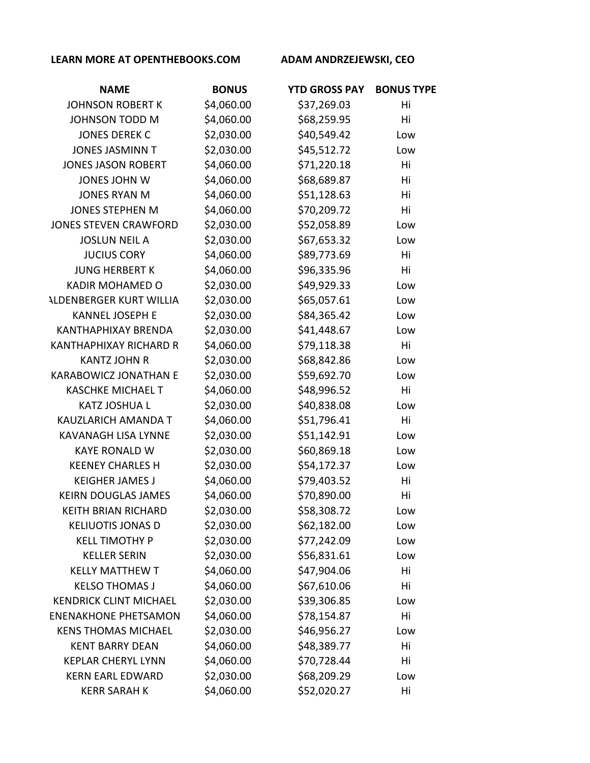LEARN MORE AT OPENTHEBOOKS.COM ADAM ANDRZEJEWSKI, CEO

| NAME | BONUS | YTD GROSS PAY | BONUS TYPE |
|---|---|---|---|
| JOHNSON ROBERT K | $4,060.00 | $37,269.03 | Hi |
| JOHNSON TODD M | $4,060.00 | $68,259.95 | Hi |
| JONES DEREK C | $2,030.00 | $40,549.42 | Low |
| JONES JASMINN T | $2,030.00 | $45,512.72 | Low |
| JONES JASON ROBERT | $4,060.00 | $71,220.18 | Hi |
| JONES JOHN W | $4,060.00 | $68,689.87 | Hi |
| JONES RYAN M | $4,060.00 | $51,128.63 | Hi |
| JONES STEPHEN M | $4,060.00 | $70,209.72 | Hi |
| JONES STEVEN CRAWFORD | $2,030.00 | $52,058.89 | Low |
| JOSLUN NEIL A | $2,030.00 | $67,653.32 | Low |
| JUCIUS CORY | $4,060.00 | $89,773.69 | Hi |
| JUNG HERBERT K | $4,060.00 | $96,335.96 | Hi |
| KADIR MOHAMED O | $2,030.00 | $49,929.33 | Low |
| ALDENBERGER KURT WILLIA | $2,030.00 | $65,057.61 | Low |
| KANNEL JOSEPH E | $2,030.00 | $84,365.42 | Low |
| KANTHAPHIXAY BRENDA | $2,030.00 | $41,448.67 | Low |
| KANTHAPHIXAY RICHARD R | $4,060.00 | $79,118.38 | Hi |
| KANTZ JOHN R | $2,030.00 | $68,842.86 | Low |
| KARABOWICZ JONATHAN E | $2,030.00 | $59,692.70 | Low |
| KASCHKE MICHAEL T | $4,060.00 | $48,996.52 | Hi |
| KATZ JOSHUA L | $2,030.00 | $40,838.08 | Low |
| KAUZLARICH AMANDA T | $4,060.00 | $51,796.41 | Hi |
| KAVANAGH LISA LYNNE | $2,030.00 | $51,142.91 | Low |
| KAYE RONALD W | $2,030.00 | $60,869.18 | Low |
| KEENEY CHARLES H | $2,030.00 | $54,172.37 | Low |
| KEIGHER JAMES J | $4,060.00 | $79,403.52 | Hi |
| KEIRN DOUGLAS JAMES | $4,060.00 | $70,890.00 | Hi |
| KEITH BRIAN RICHARD | $2,030.00 | $58,308.72 | Low |
| KELIUOTIS JONAS D | $2,030.00 | $62,182.00 | Low |
| KELL TIMOTHY P | $2,030.00 | $77,242.09 | Low |
| KELLER SERIN | $2,030.00 | $56,831.61 | Low |
| KELLY MATTHEW T | $4,060.00 | $47,904.06 | Hi |
| KELSO THOMAS J | $4,060.00 | $67,610.06 | Hi |
| KENDRICK CLINT MICHAEL | $2,030.00 | $39,306.85 | Low |
| ENENAKHONE PHETSAMON | $4,060.00 | $78,154.87 | Hi |
| KENS THOMAS MICHAEL | $2,030.00 | $46,956.27 | Low |
| KENT BARRY DEAN | $4,060.00 | $48,389.77 | Hi |
| KEPLAR CHERYL LYNN | $4,060.00 | $70,728.44 | Hi |
| KERN EARL EDWARD | $2,030.00 | $68,209.29 | Low |
| KERR SARAH K | $4,060.00 | $52,020.27 | Hi |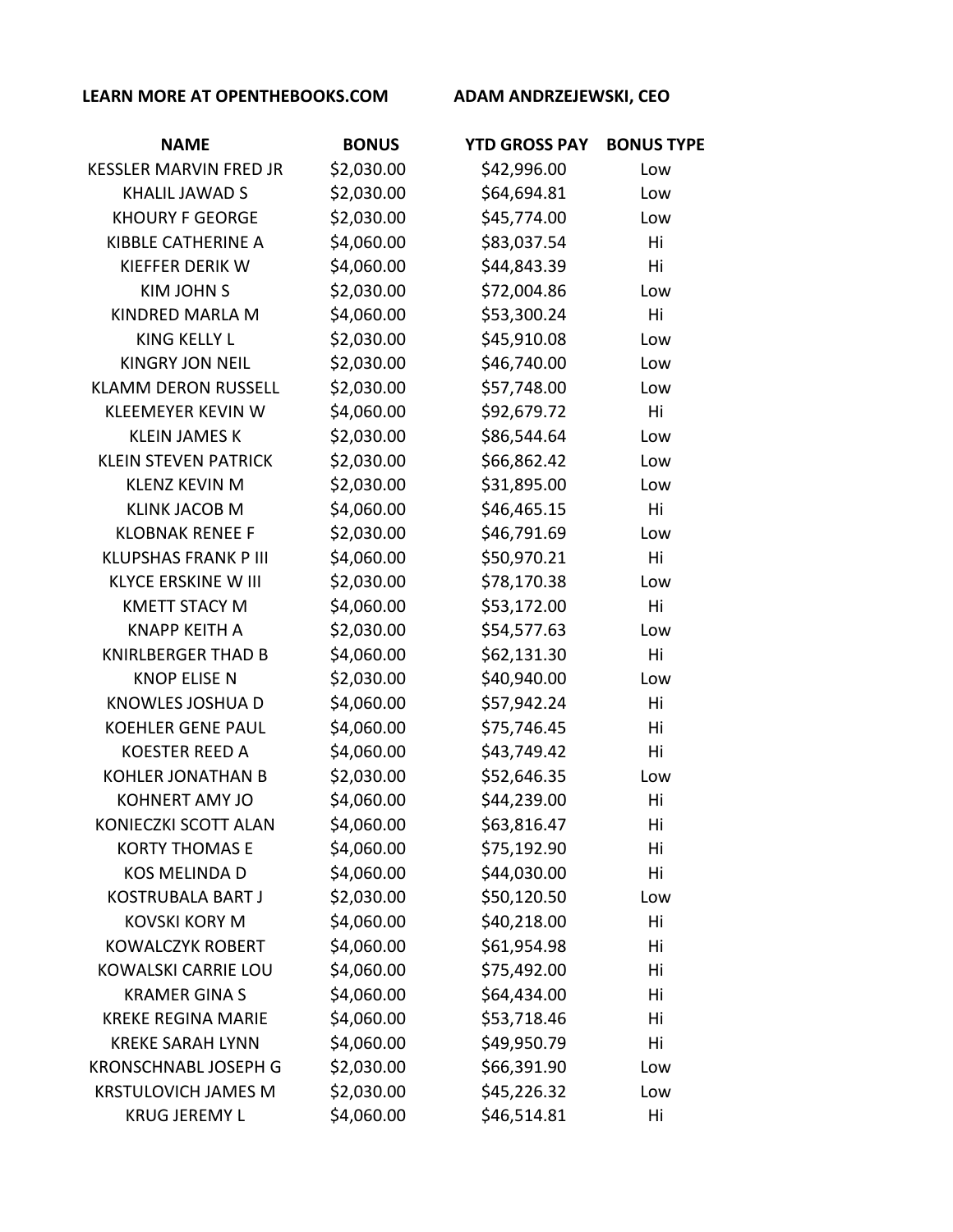**LEARN MORE AT OPENTHEBOOKS.COM** **ADAM ANDRZEJEWSKI, CEO**

| NAME | BONUS | YTD GROSS PAY | BONUS TYPE |
|---|---|---|---|
| KESSLER MARVIN FRED JR | $2,030.00 | $42,996.00 | Low |
| KHALIL JAWAD S | $2,030.00 | $64,694.81 | Low |
| KHOURY F GEORGE | $2,030.00 | $45,774.00 | Low |
| KIBBLE CATHERINE A | $4,060.00 | $83,037.54 | Hi |
| KIEFFER DERIK W | $4,060.00 | $44,843.39 | Hi |
| KIM JOHN S | $2,030.00 | $72,004.86 | Low |
| KINDRED MARLA M | $4,060.00 | $53,300.24 | Hi |
| KING KELLY L | $2,030.00 | $45,910.08 | Low |
| KINGRY JON NEIL | $2,030.00 | $46,740.00 | Low |
| KLAMM DERON RUSSELL | $2,030.00 | $57,748.00 | Low |
| KLEEMEYER KEVIN W | $4,060.00 | $92,679.72 | Hi |
| KLEIN JAMES K | $2,030.00 | $86,544.64 | Low |
| KLEIN STEVEN PATRICK | $2,030.00 | $66,862.42 | Low |
| KLENZ KEVIN M | $2,030.00 | $31,895.00 | Low |
| KLINK JACOB M | $4,060.00 | $46,465.15 | Hi |
| KLOBNAK RENEE F | $2,030.00 | $46,791.69 | Low |
| KLUPSHAS FRANK P III | $4,060.00 | $50,970.21 | Hi |
| KLYCE ERSKINE W III | $2,030.00 | $78,170.38 | Low |
| KMETT STACY M | $4,060.00 | $53,172.00 | Hi |
| KNAPP KEITH A | $2,030.00 | $54,577.63 | Low |
| KNIRLBERGER THAD B | $4,060.00 | $62,131.30 | Hi |
| KNOP ELISE N | $2,030.00 | $40,940.00 | Low |
| KNOWLES JOSHUA D | $4,060.00 | $57,942.24 | Hi |
| KOEHLER GENE PAUL | $4,060.00 | $75,746.45 | Hi |
| KOESTER REED A | $4,060.00 | $43,749.42 | Hi |
| KOHLER JONATHAN B | $2,030.00 | $52,646.35 | Low |
| KOHNERT AMY JO | $4,060.00 | $44,239.00 | Hi |
| KONIECZKI SCOTT ALAN | $4,060.00 | $63,816.47 | Hi |
| KORTY THOMAS E | $4,060.00 | $75,192.90 | Hi |
| KOS MELINDA D | $4,060.00 | $44,030.00 | Hi |
| KOSTRUBALA BART J | $2,030.00 | $50,120.50 | Low |
| KOVSKI KORY M | $4,060.00 | $40,218.00 | Hi |
| KOWALCZYK ROBERT | $4,060.00 | $61,954.98 | Hi |
| KOWALSKI CARRIE LOU | $4,060.00 | $75,492.00 | Hi |
| KRAMER GINA S | $4,060.00 | $64,434.00 | Hi |
| KREKE REGINA MARIE | $4,060.00 | $53,718.46 | Hi |
| KREKE SARAH LYNN | $4,060.00 | $49,950.79 | Hi |
| KRONSCHNABL JOSEPH G | $2,030.00 | $66,391.90 | Low |
| KRSTULOVICH JAMES M | $2,030.00 | $45,226.32 | Low |
| KRUG JEREMY L | $4,060.00 | $46,514.81 | Hi |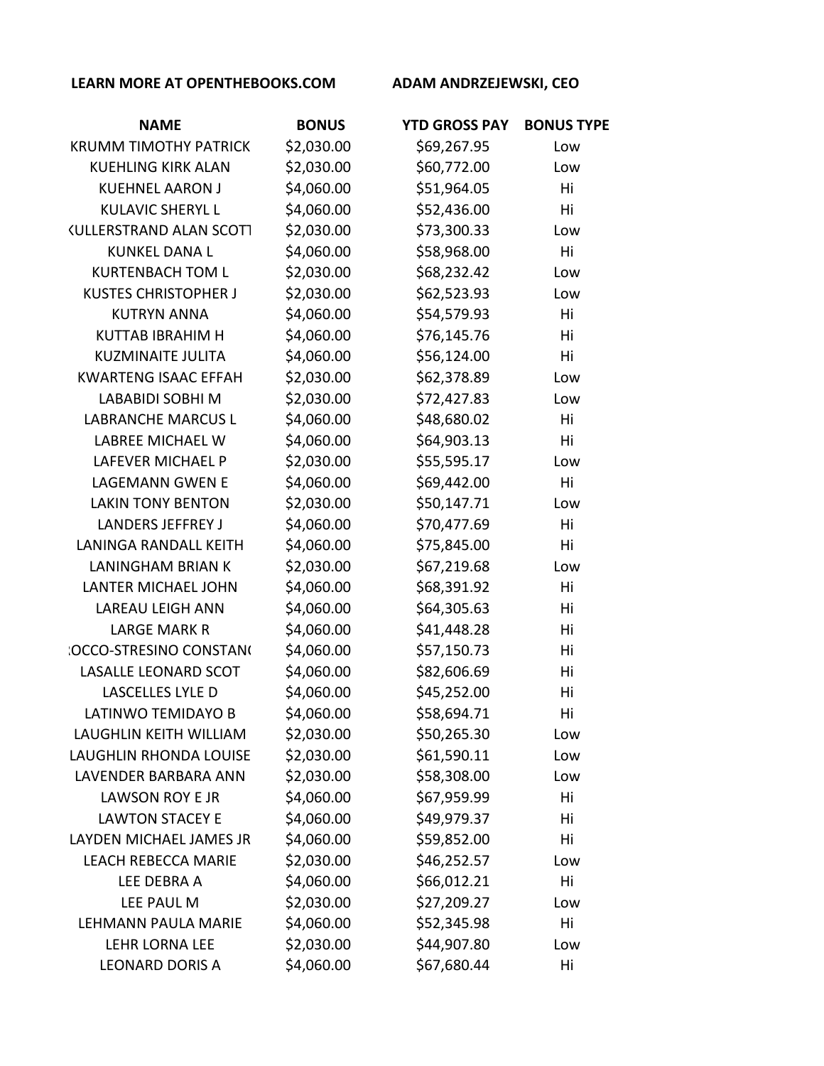LEARN MORE AT OPENTHEBOOKS.COM    ADAM ANDRZEJEWSKI, CEO

| NAME | BONUS | YTD GROSS PAY | BONUS TYPE |
|---|---|---|---|
| KRUMM TIMOTHY PATRICK | $2,030.00 | $69,267.95 | Low |
| KUEHLING KIRK ALAN | $2,030.00 | $60,772.00 | Low |
| KUEHNEL AARON J | $4,060.00 | $51,964.05 | Hi |
| KULAVIC SHERYL L | $4,060.00 | $52,436.00 | Hi |
| KULLERSTRAND ALAN SCOTT | $2,030.00 | $73,300.33 | Low |
| KUNKEL DANA L | $4,060.00 | $58,968.00 | Hi |
| KURTENBACH TOM L | $2,030.00 | $68,232.42 | Low |
| KUSTES CHRISTOPHER J | $2,030.00 | $62,523.93 | Low |
| KUTRYN ANNA | $4,060.00 | $54,579.93 | Hi |
| KUTTAB IBRAHIM H | $4,060.00 | $76,145.76 | Hi |
| KUZMINAITE JULITA | $4,060.00 | $56,124.00 | Hi |
| KWARTENG ISAAC EFFAH | $2,030.00 | $62,378.89 | Low |
| LABABIDI SOBHI M | $2,030.00 | $72,427.83 | Low |
| LABRANCHE MARCUS L | $4,060.00 | $48,680.02 | Hi |
| LABREE MICHAEL W | $4,060.00 | $64,903.13 | Hi |
| LAFEVER MICHAEL P | $2,030.00 | $55,595.17 | Low |
| LAGEMANN GWEN E | $4,060.00 | $69,442.00 | Hi |
| LAKIN TONY BENTON | $2,030.00 | $50,147.71 | Low |
| LANDERS JEFFREY J | $4,060.00 | $70,477.69 | Hi |
| LANINGA RANDALL KEITH | $4,060.00 | $75,845.00 | Hi |
| LANINGHAM BRIAN K | $2,030.00 | $67,219.68 | Low |
| LANTER MICHAEL JOHN | $4,060.00 | $68,391.92 | Hi |
| LAREAU LEIGH ANN | $4,060.00 | $64,305.63 | Hi |
| LARGE MARK R | $4,060.00 | $41,448.28 | Hi |
| ROCCO-STRESINO CONSTANC | $4,060.00 | $57,150.73 | Hi |
| LASALLE LEONARD SCOT | $4,060.00 | $82,606.69 | Hi |
| LASCELLES LYLE D | $4,060.00 | $45,252.00 | Hi |
| LATINWO TEMIDAYO B | $4,060.00 | $58,694.71 | Hi |
| LAUGHLIN KEITH WILLIAM | $2,030.00 | $50,265.30 | Low |
| LAUGHLIN RHONDA LOUISE | $2,030.00 | $61,590.11 | Low |
| LAVENDER BARBARA ANN | $2,030.00 | $58,308.00 | Low |
| LAWSON ROY E JR | $4,060.00 | $67,959.99 | Hi |
| LAWTON STACEY E | $4,060.00 | $49,979.37 | Hi |
| LAYDEN MICHAEL JAMES JR | $4,060.00 | $59,852.00 | Hi |
| LEACH REBECCA MARIE | $2,030.00 | $46,252.57 | Low |
| LEE DEBRA A | $4,060.00 | $66,012.21 | Hi |
| LEE PAUL M | $2,030.00 | $27,209.27 | Low |
| LEHMANN PAULA MARIE | $4,060.00 | $52,345.98 | Hi |
| LEHR LORNA LEE | $2,030.00 | $44,907.80 | Low |
| LEONARD DORIS A | $4,060.00 | $67,680.44 | Hi |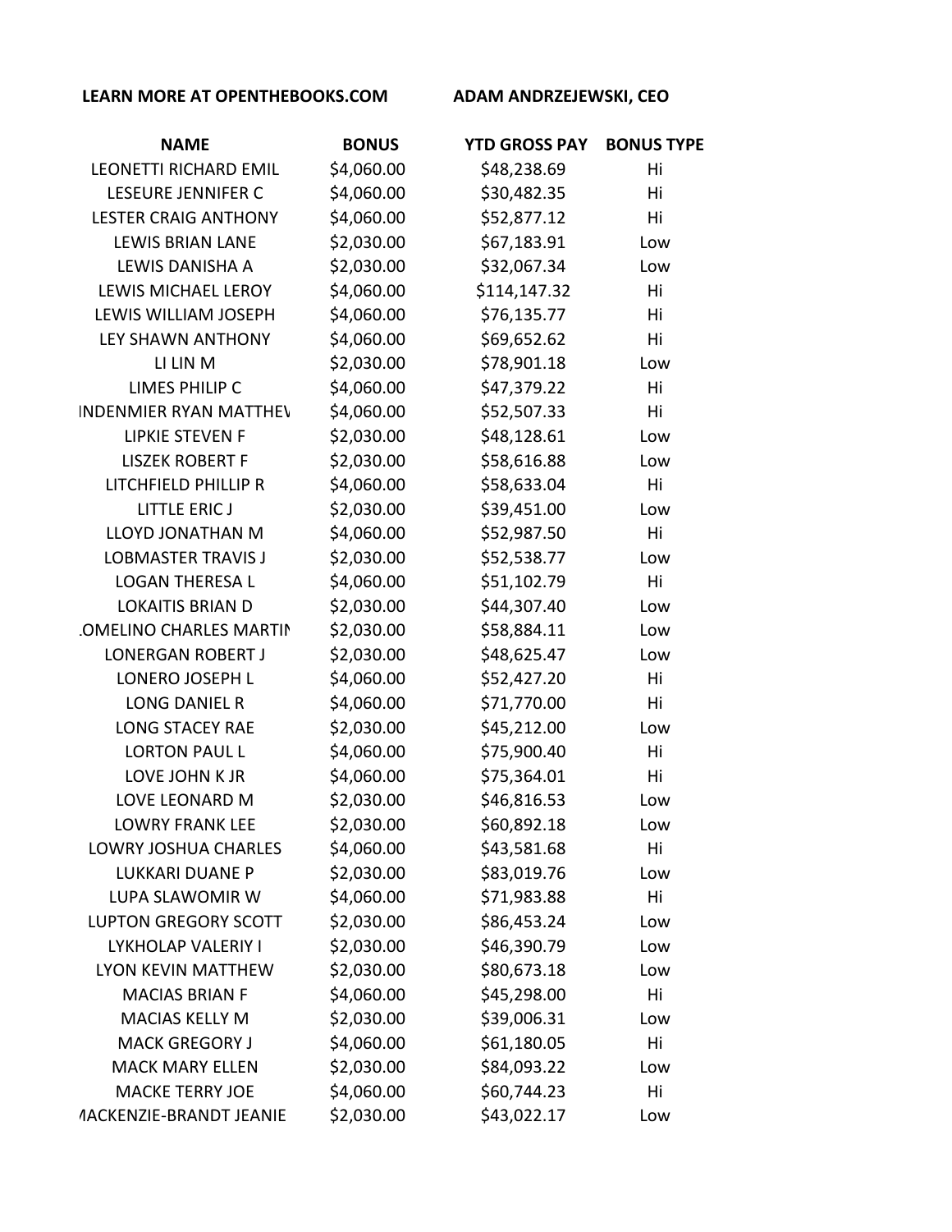**LEARN MORE AT OPENTHEBOOKS.COM** **ADAM ANDRZEJEWSKI, CEO**

| NAME | BONUS | YTD GROSS PAY | BONUS TYPE |
|---|---|---|---|
| LEONETTI RICHARD EMIL | $4,060.00 | $48,238.69 | Hi |
| LESEURE JENNIFER C | $4,060.00 | $30,482.35 | Hi |
| LESTER CRAIG ANTHONY | $4,060.00 | $52,877.12 | Hi |
| LEWIS BRIAN LANE | $2,030.00 | $67,183.91 | Low |
| LEWIS DANISHA A | $2,030.00 | $32,067.34 | Low |
| LEWIS MICHAEL LEROY | $4,060.00 | $114,147.32 | Hi |
| LEWIS WILLIAM JOSEPH | $4,060.00 | $76,135.77 | Hi |
| LEY SHAWN ANTHONY | $4,060.00 | $69,652.62 | Hi |
| LI LIN M | $2,030.00 | $78,901.18 | Low |
| LIMES PHILIP C | $4,060.00 | $47,379.22 | Hi |
| INDENMIER RYAN MATTHEV | $4,060.00 | $52,507.33 | Hi |
| LIPKIE STEVEN F | $2,030.00 | $48,128.61 | Low |
| LISZEK ROBERT F | $2,030.00 | $58,616.88 | Low |
| LITCHFIELD PHILLIP R | $4,060.00 | $58,633.04 | Hi |
| LITTLE ERIC J | $2,030.00 | $39,451.00 | Low |
| LLOYD JONATHAN M | $4,060.00 | $52,987.50 | Hi |
| LOBMASTER TRAVIS J | $2,030.00 | $52,538.77 | Low |
| LOGAN THERESA L | $4,060.00 | $51,102.79 | Hi |
| LOKAITIS BRIAN D | $2,030.00 | $44,307.40 | Low |
| .OMELINO CHARLES MARTII | $2,030.00 | $58,884.11 | Low |
| LONERGAN ROBERT J | $2,030.00 | $48,625.47 | Low |
| LONERO JOSEPH L | $4,060.00 | $52,427.20 | Hi |
| LONG DANIEL R | $4,060.00 | $71,770.00 | Hi |
| LONG STACEY RAE | $2,030.00 | $45,212.00 | Low |
| LORTON PAUL L | $4,060.00 | $75,900.40 | Hi |
| LOVE JOHN K JR | $4,060.00 | $75,364.01 | Hi |
| LOVE LEONARD M | $2,030.00 | $46,816.53 | Low |
| LOWRY FRANK LEE | $2,030.00 | $60,892.18 | Low |
| LOWRY JOSHUA CHARLES | $4,060.00 | $43,581.68 | Hi |
| LUKKARI DUANE P | $2,030.00 | $83,019.76 | Low |
| LUPA SLAWOMIR W | $4,060.00 | $71,983.88 | Hi |
| LUPTON GREGORY SCOTT | $2,030.00 | $86,453.24 | Low |
| LYKHOLAP VALERIY I | $2,030.00 | $46,390.79 | Low |
| LYON KEVIN MATTHEW | $2,030.00 | $80,673.18 | Low |
| MACIAS BRIAN F | $4,060.00 | $45,298.00 | Hi |
| MACIAS KELLY M | $2,030.00 | $39,006.31 | Low |
| MACK GREGORY J | $4,060.00 | $61,180.05 | Hi |
| MACK MARY ELLEN | $2,030.00 | $84,093.22 | Low |
| MACKE TERRY JOE | $4,060.00 | $60,744.23 | Hi |
| /ACKENZIE-BRANDT JEANIE | $2,030.00 | $43,022.17 | Low |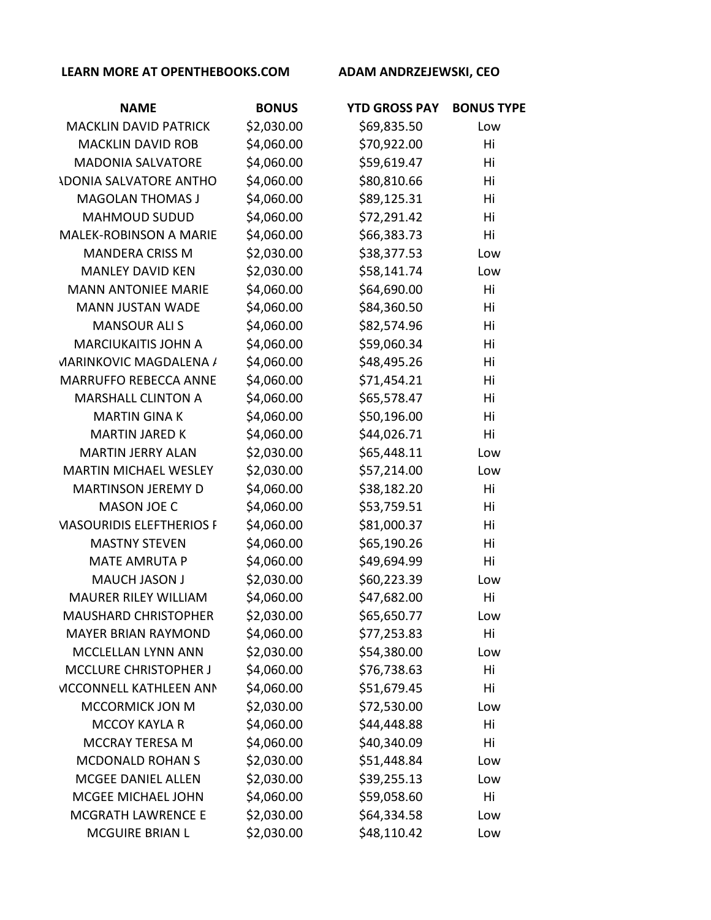LEARN MORE AT OPENTHEBOOKS.COM ADAM ANDRZEJEWSKI, CEO

| NAME | BONUS | YTD GROSS PAY | BONUS TYPE |
|---|---|---|---|
| MACKLIN DAVID PATRICK | $2,030.00 | $69,835.50 | Low |
| MACKLIN DAVID ROB | $4,060.00 | $70,922.00 | Hi |
| MADONIA SALVATORE | $4,060.00 | $59,619.47 | Hi |
| ADONIA SALVATORE ANTHO | $4,060.00 | $80,810.66 | Hi |
| MAGOLAN THOMAS J | $4,060.00 | $89,125.31 | Hi |
| MAHMOUD SUDUD | $4,060.00 | $72,291.42 | Hi |
| MALEK-ROBINSON A MARIE | $4,060.00 | $66,383.73 | Hi |
| MANDERA CRISS M | $2,030.00 | $38,377.53 | Low |
| MANLEY DAVID KEN | $2,030.00 | $58,141.74 | Low |
| MANN ANTONIEE MARIE | $4,060.00 | $64,690.00 | Hi |
| MANN JUSTAN WADE | $4,060.00 | $84,360.50 | Hi |
| MANSOUR ALI S | $4,060.00 | $82,574.96 | Hi |
| MARCIUKAITIS JOHN A | $4,060.00 | $59,060.34 | Hi |
| MARINKOVIC MAGDALENA A | $4,060.00 | $48,495.26 | Hi |
| MARRUFFO REBECCA ANNE | $4,060.00 | $71,454.21 | Hi |
| MARSHALL CLINTON A | $4,060.00 | $65,578.47 | Hi |
| MARTIN GINA K | $4,060.00 | $50,196.00 | Hi |
| MARTIN JARED K | $4,060.00 | $44,026.71 | Hi |
| MARTIN JERRY ALAN | $2,030.00 | $65,448.11 | Low |
| MARTIN MICHAEL WESLEY | $2,030.00 | $57,214.00 | Low |
| MARTINSON JEREMY D | $4,060.00 | $38,182.20 | Hi |
| MASON JOE C | $4,060.00 | $53,759.51 | Hi |
| MASOURIDIS ELEFTHERIOS F | $4,060.00 | $81,000.37 | Hi |
| MASTNY STEVEN | $4,060.00 | $65,190.26 | Hi |
| MATE AMRUTA P | $4,060.00 | $49,694.99 | Hi |
| MAUCH JASON J | $2,030.00 | $60,223.39 | Low |
| MAURER RILEY WILLIAM | $4,060.00 | $47,682.00 | Hi |
| MAUSHARD CHRISTOPHER | $2,030.00 | $65,650.77 | Low |
| MAYER BRIAN RAYMOND | $4,060.00 | $77,253.83 | Hi |
| MCCLELLAN LYNN ANN | $2,030.00 | $54,380.00 | Low |
| MCCLURE CHRISTOPHER J | $4,060.00 | $76,738.63 | Hi |
| MCCONNELL KATHLEEN ANN | $4,060.00 | $51,679.45 | Hi |
| MCCORMICK JON M | $2,030.00 | $72,530.00 | Low |
| MCCOY KAYLA R | $4,060.00 | $44,448.88 | Hi |
| MCCRAY TERESA M | $4,060.00 | $40,340.09 | Hi |
| MCDONALD ROHAN S | $2,030.00 | $51,448.84 | Low |
| MCGEE DANIEL ALLEN | $2,030.00 | $39,255.13 | Low |
| MCGEE MICHAEL JOHN | $4,060.00 | $59,058.60 | Hi |
| MCGRATH LAWRENCE E | $2,030.00 | $64,334.58 | Low |
| MCGUIRE BRIAN L | $2,030.00 | $48,110.42 | Low |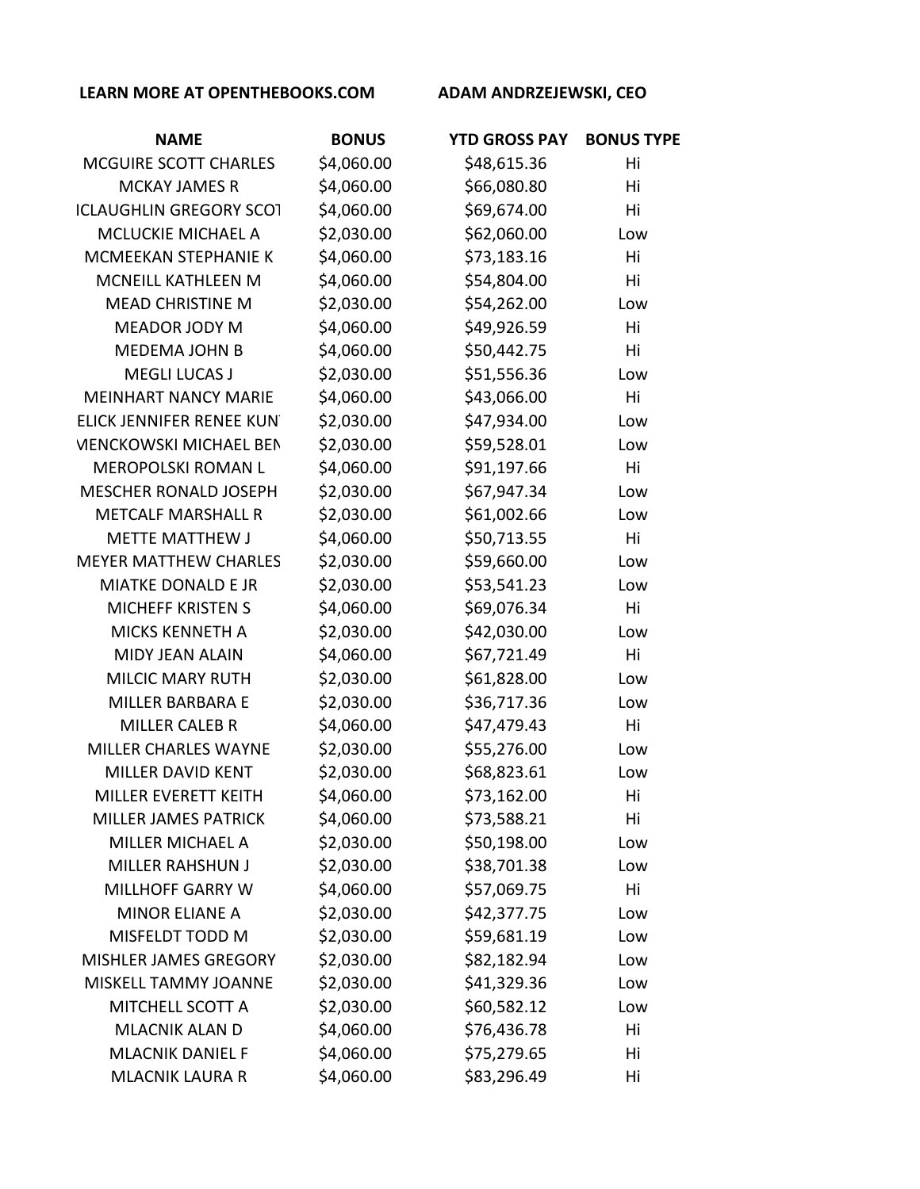LEARN MORE AT OPENTHEBOOKS.COM ADAM ANDRZEJEWSKI, CEO

| NAME | BONUS | YTD GROSS PAY | BONUS TYPE |
|---|---|---|---|
| MCGUIRE SCOTT CHARLES | $4,060.00 | $48,615.36 | Hi |
| MCKAY JAMES R | $4,060.00 | $66,080.80 | Hi |
| ICLAUGHLIN GREGORY SCOT | $4,060.00 | $69,674.00 | Hi |
| MCLUCKIE MICHAEL A | $2,030.00 | $62,060.00 | Low |
| MCMEEKAN STEPHANIE K | $4,060.00 | $73,183.16 | Hi |
| MCNEILL KATHLEEN M | $4,060.00 | $54,804.00 | Hi |
| MEAD CHRISTINE M | $2,030.00 | $54,262.00 | Low |
| MEADOR JODY M | $4,060.00 | $49,926.59 | Hi |
| MEDEMA JOHN B | $4,060.00 | $50,442.75 | Hi |
| MEGLI LUCAS J | $2,030.00 | $51,556.36 | Low |
| MEINHART NANCY MARIE | $4,060.00 | $43,066.00 | Hi |
| ELICK JENNIFER RENEE KUN | $2,030.00 | $47,934.00 | Low |
| MENCKOWSKI MICHAEL BEN | $2,030.00 | $59,528.01 | Low |
| MEROPOLSKI ROMAN L | $4,060.00 | $91,197.66 | Hi |
| MESCHER RONALD JOSEPH | $2,030.00 | $67,947.34 | Low |
| METCALF MARSHALL R | $2,030.00 | $61,002.66 | Low |
| METTE MATTHEW J | $4,060.00 | $50,713.55 | Hi |
| MEYER MATTHEW CHARLES | $2,030.00 | $59,660.00 | Low |
| MIATKE DONALD E JR | $2,030.00 | $53,541.23 | Low |
| MICHEFF KRISTEN S | $4,060.00 | $69,076.34 | Hi |
| MICKS KENNETH A | $2,030.00 | $42,030.00 | Low |
| MIDY JEAN ALAIN | $4,060.00 | $67,721.49 | Hi |
| MILCIC MARY RUTH | $2,030.00 | $61,828.00 | Low |
| MILLER BARBARA E | $2,030.00 | $36,717.36 | Low |
| MILLER CALEB R | $4,060.00 | $47,479.43 | Hi |
| MILLER CHARLES WAYNE | $2,030.00 | $55,276.00 | Low |
| MILLER DAVID KENT | $2,030.00 | $68,823.61 | Low |
| MILLER EVERETT KEITH | $4,060.00 | $73,162.00 | Hi |
| MILLER JAMES PATRICK | $4,060.00 | $73,588.21 | Hi |
| MILLER MICHAEL A | $2,030.00 | $50,198.00 | Low |
| MILLER RAHSHUN J | $2,030.00 | $38,701.38 | Low |
| MILLHOFF GARRY W | $4,060.00 | $57,069.75 | Hi |
| MINOR ELIANE A | $2,030.00 | $42,377.75 | Low |
| MISFELDT TODD M | $2,030.00 | $59,681.19 | Low |
| MISHLER JAMES GREGORY | $2,030.00 | $82,182.94 | Low |
| MISKELL TAMMY JOANNE | $2,030.00 | $41,329.36 | Low |
| MITCHELL SCOTT A | $2,030.00 | $60,582.12 | Low |
| MLACNIK ALAN D | $4,060.00 | $76,436.78 | Hi |
| MLACNIK DANIEL F | $4,060.00 | $75,279.65 | Hi |
| MLACNIK LAURA R | $4,060.00 | $83,296.49 | Hi |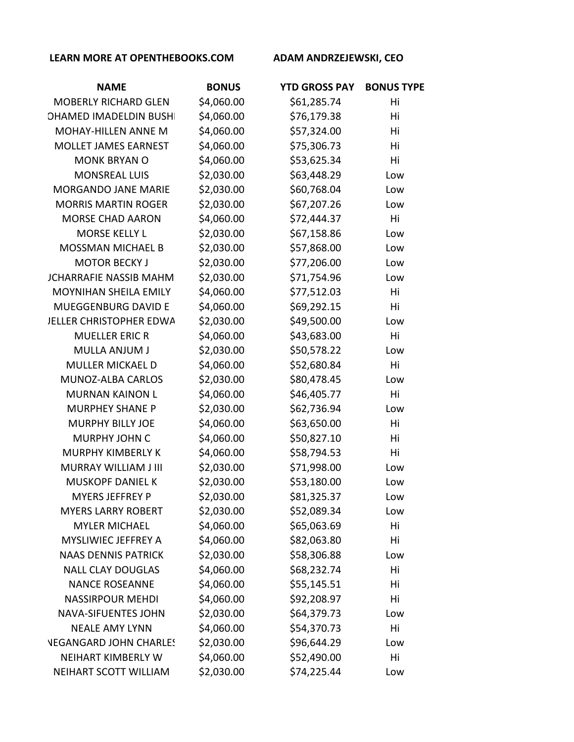**LEARN MORE AT OPENTHEBOOKS.COM** **ADAM ANDRZEJEWSKI, CEO**

| NAME | BONUS | YTD GROSS PAY | BONUS TYPE |
|---|---|---|---|
| MOBERLY RICHARD GLEN | $4,060.00 | $61,285.74 | Hi |
| OHAMED IMADELDIN BUSHI | $4,060.00 | $76,179.38 | Hi |
| MOHAY-HILLEN ANNE M | $4,060.00 | $57,324.00 | Hi |
| MOLLET JAMES EARNEST | $4,060.00 | $75,306.73 | Hi |
| MONK BRYAN O | $4,060.00 | $53,625.34 | Hi |
| MONSREAL LUIS | $2,030.00 | $63,448.29 | Low |
| MORGANDO JANE MARIE | $2,030.00 | $60,768.04 | Low |
| MORRIS MARTIN ROGER | $2,030.00 | $67,207.26 | Low |
| MORSE CHAD AARON | $4,060.00 | $72,444.37 | Hi |
| MORSE KELLY L | $2,030.00 | $67,158.86 | Low |
| MOSSMAN MICHAEL B | $2,030.00 | $57,868.00 | Low |
| MOTOR BECKY J | $2,030.00 | $77,206.00 | Low |
| JCHARRAFIE NASSIB MAHM | $2,030.00 | $71,754.96 | Low |
| MOYNIHAN SHEILA EMILY | $4,060.00 | $77,512.03 | Hi |
| MUEGGENBURG DAVID E | $4,060.00 | $69,292.15 | Hi |
| JELLER CHRISTOPHER EDWA | $2,030.00 | $49,500.00 | Low |
| MUELLER ERIC R | $4,060.00 | $43,683.00 | Hi |
| MULLA ANJUM J | $2,030.00 | $50,578.22 | Low |
| MULLER MICKAEL D | $4,060.00 | $52,680.84 | Hi |
| MUNOZ-ALBA CARLOS | $2,030.00 | $80,478.45 | Low |
| MURNAN KAINON L | $4,060.00 | $46,405.77 | Hi |
| MURPHEY SHANE P | $2,030.00 | $62,736.94 | Low |
| MURPHY BILLY JOE | $4,060.00 | $63,650.00 | Hi |
| MURPHY JOHN C | $4,060.00 | $50,827.10 | Hi |
| MURPHY KIMBERLY K | $4,060.00 | $58,794.53 | Hi |
| MURRAY WILLIAM J III | $2,030.00 | $71,998.00 | Low |
| MUSKOPF DANIEL K | $2,030.00 | $53,180.00 | Low |
| MYERS JEFFREY P | $2,030.00 | $81,325.37 | Low |
| MYERS LARRY ROBERT | $2,030.00 | $52,089.34 | Low |
| MYLER MICHAEL | $4,060.00 | $65,063.69 | Hi |
| MYSLIWIEC JEFFREY A | $4,060.00 | $82,063.80 | Hi |
| NAAS DENNIS PATRICK | $2,030.00 | $58,306.88 | Low |
| NALL CLAY DOUGLAS | $4,060.00 | $68,232.74 | Hi |
| NANCE ROSEANNE | $4,060.00 | $55,145.51 | Hi |
| NASSIRPOUR MEHDI | $4,060.00 | $92,208.97 | Hi |
| NAVA-SIFUENTES JOHN | $2,030.00 | $64,379.73 | Low |
| NEALE AMY LYNN | $4,060.00 | $54,370.73 | Hi |
| NEGANGARD JOHN CHARLES | $2,030.00 | $96,644.29 | Low |
| NEIHART KIMBERLY W | $4,060.00 | $52,490.00 | Hi |
| NEIHART SCOTT WILLIAM | $2,030.00 | $74,225.44 | Low |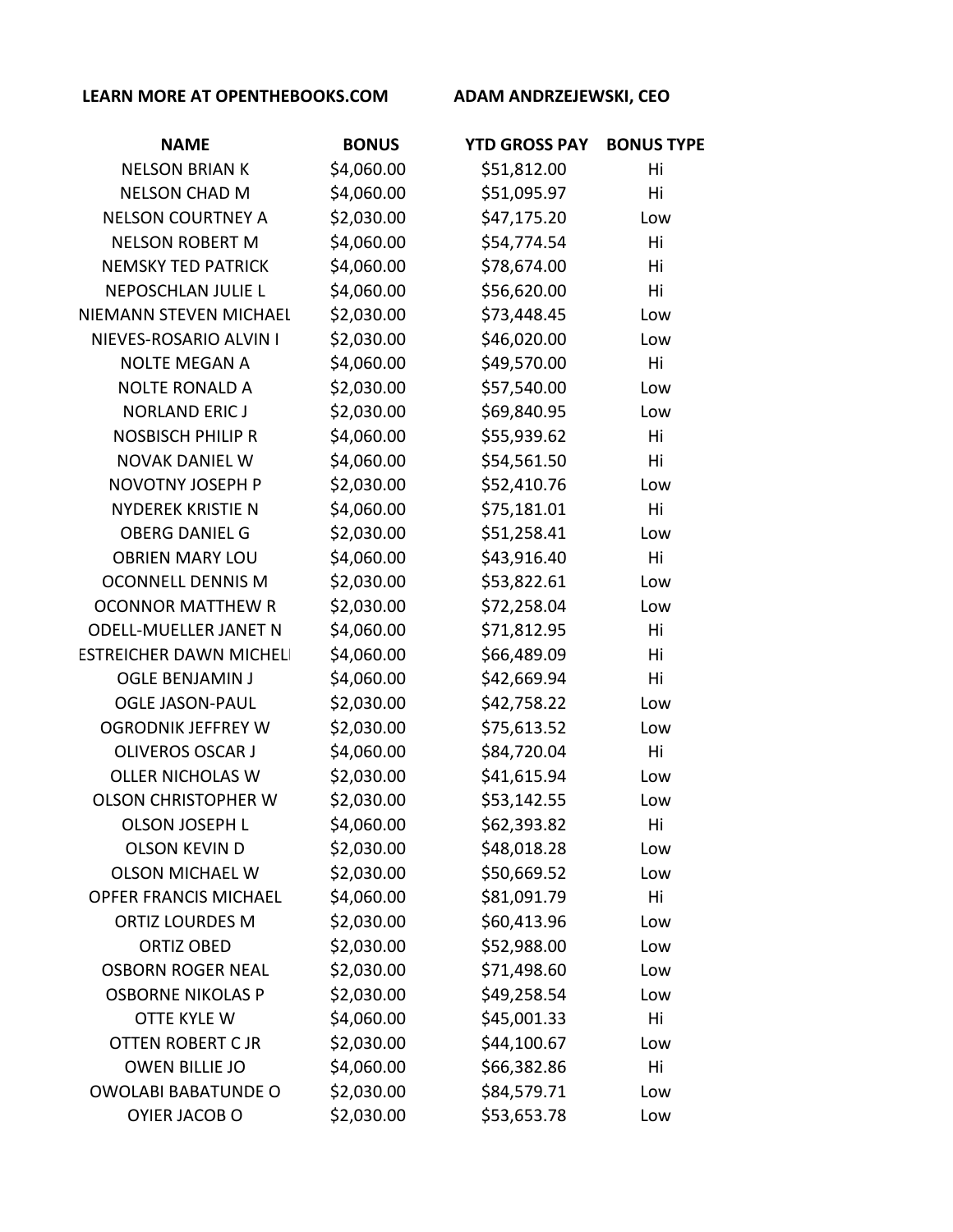**LEARN MORE AT OPENTHEBOOKS.COM** **ADAM ANDRZEJEWSKI, CEO**

| NAME | BONUS | YTD GROSS PAY | BONUS TYPE |
|---|---|---|---|
| NELSON BRIAN K | $4,060.00 | $51,812.00 | Hi |
| NELSON CHAD M | $4,060.00 | $51,095.97 | Hi |
| NELSON COURTNEY A | $2,030.00 | $47,175.20 | Low |
| NELSON ROBERT M | $4,060.00 | $54,774.54 | Hi |
| NEMSKY TED PATRICK | $4,060.00 | $78,674.00 | Hi |
| NEPOSCHLAN JULIE L | $4,060.00 | $56,620.00 | Hi |
| NIEMANN STEVEN MICHAEL | $2,030.00 | $73,448.45 | Low |
| NIEVES-ROSARIO ALVIN I | $2,030.00 | $46,020.00 | Low |
| NOLTE MEGAN A | $4,060.00 | $49,570.00 | Hi |
| NOLTE RONALD A | $2,030.00 | $57,540.00 | Low |
| NORLAND ERIC J | $2,030.00 | $69,840.95 | Low |
| NOSBISCH PHILIP R | $4,060.00 | $55,939.62 | Hi |
| NOVAK DANIEL W | $4,060.00 | $54,561.50 | Hi |
| NOVOTNY JOSEPH P | $2,030.00 | $52,410.76 | Low |
| NYDEREK KRISTIE N | $4,060.00 | $75,181.01 | Hi |
| OBERG DANIEL G | $2,030.00 | $51,258.41 | Low |
| OBRIEN MARY LOU | $4,060.00 | $43,916.40 | Hi |
| OCONNELL DENNIS M | $2,030.00 | $53,822.61 | Low |
| OCONNOR MATTHEW R | $2,030.00 | $72,258.04 | Low |
| ODELL-MUELLER JANET N | $4,060.00 | $71,812.95 | Hi |
| ESTREICHER DAWN MICHEL | $4,060.00 | $66,489.09 | Hi |
| OGLE BENJAMIN J | $4,060.00 | $42,669.94 | Hi |
| OGLE JASON-PAUL | $2,030.00 | $42,758.22 | Low |
| OGRODNIK JEFFREY W | $2,030.00 | $75,613.52 | Low |
| OLIVEROS OSCAR J | $4,060.00 | $84,720.04 | Hi |
| OLLER NICHOLAS W | $2,030.00 | $41,615.94 | Low |
| OLSON CHRISTOPHER W | $2,030.00 | $53,142.55 | Low |
| OLSON JOSEPH L | $4,060.00 | $62,393.82 | Hi |
| OLSON KEVIN D | $2,030.00 | $48,018.28 | Low |
| OLSON MICHAEL W | $2,030.00 | $50,669.52 | Low |
| OPFER FRANCIS MICHAEL | $4,060.00 | $81,091.79 | Hi |
| ORTIZ LOURDES M | $2,030.00 | $60,413.96 | Low |
| ORTIZ OBED | $2,030.00 | $52,988.00 | Low |
| OSBORN ROGER NEAL | $2,030.00 | $71,498.60 | Low |
| OSBORNE NIKOLAS P | $2,030.00 | $49,258.54 | Low |
| OTTE KYLE W | $4,060.00 | $45,001.33 | Hi |
| OTTEN ROBERT C JR | $2,030.00 | $44,100.67 | Low |
| OWEN BILLIE JO | $4,060.00 | $66,382.86 | Hi |
| OWOLABI BABATUNDE O | $2,030.00 | $84,579.71 | Low |
| OYIER JACOB O | $2,030.00 | $53,653.78 | Low |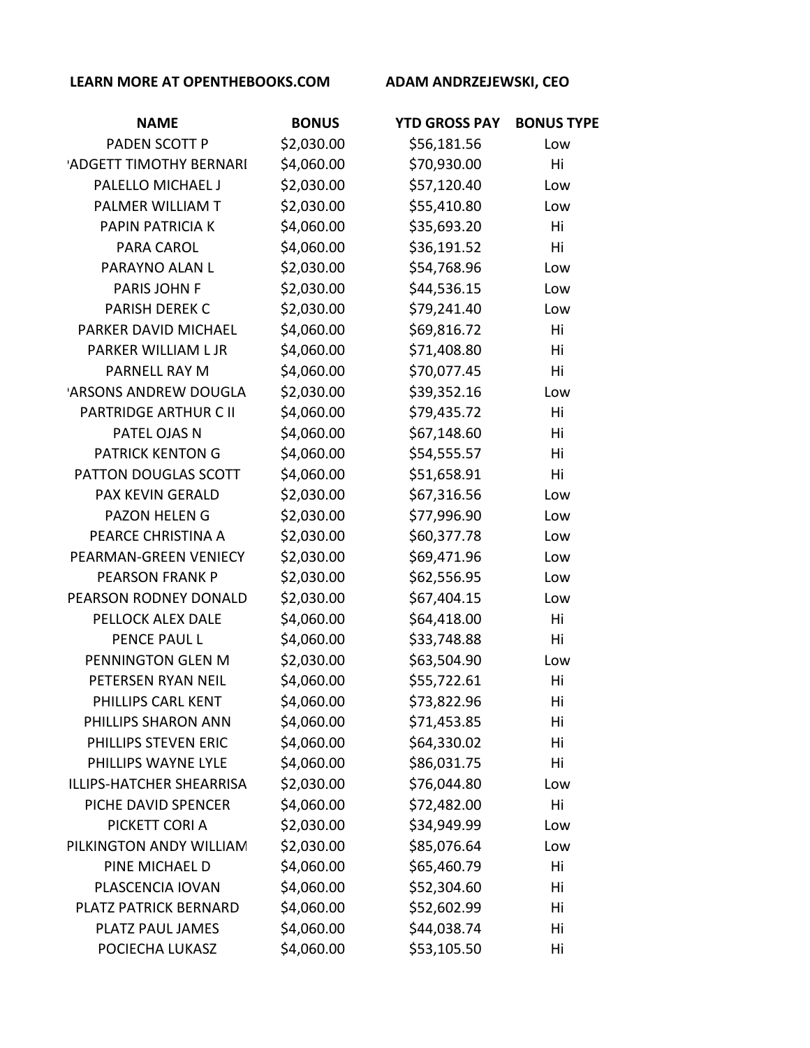**LEARN MORE AT OPENTHEBOOKS.COM** **ADAM ANDRZEJEWSKI, CEO**

| NAME | BONUS | YTD GROSS PAY | BONUS TYPE |
|---|---|---|---|
| PADEN SCOTT P | $2,030.00 | $56,181.56 | Low |
| 'ADGETT TIMOTHY BERNARI | $4,060.00 | $70,930.00 | Hi |
| PALELLO MICHAEL J | $2,030.00 | $57,120.40 | Low |
| PALMER WILLIAM T | $2,030.00 | $55,410.80 | Low |
| PAPIN PATRICIA K | $4,060.00 | $35,693.20 | Hi |
| PARA CAROL | $4,060.00 | $36,191.52 | Hi |
| PARAYNO ALAN L | $2,030.00 | $54,768.96 | Low |
| PARIS JOHN F | $2,030.00 | $44,536.15 | Low |
| PARISH DEREK C | $2,030.00 | $79,241.40 | Low |
| PARKER DAVID MICHAEL | $4,060.00 | $69,816.72 | Hi |
| PARKER WILLIAM L JR | $4,060.00 | $71,408.80 | Hi |
| PARNELL RAY M | $4,060.00 | $70,077.45 | Hi |
| 'ARSONS ANDREW DOUGLA | $2,030.00 | $39,352.16 | Low |
| PARTRIDGE ARTHUR C II | $4,060.00 | $79,435.72 | Hi |
| PATEL OJAS N | $4,060.00 | $67,148.60 | Hi |
| PATRICK KENTON G | $4,060.00 | $54,555.57 | Hi |
| PATTON DOUGLAS SCOTT | $4,060.00 | $51,658.91 | Hi |
| PAX KEVIN GERALD | $2,030.00 | $67,316.56 | Low |
| PAZON HELEN G | $2,030.00 | $77,996.90 | Low |
| PEARCE CHRISTINA A | $2,030.00 | $60,377.78 | Low |
| PEARMAN-GREEN VENIECY | $2,030.00 | $69,471.96 | Low |
| PEARSON FRANK P | $2,030.00 | $62,556.95 | Low |
| PEARSON RODNEY DONALD | $2,030.00 | $67,404.15 | Low |
| PELLOCK ALEX DALE | $4,060.00 | $64,418.00 | Hi |
| PENCE PAUL L | $4,060.00 | $33,748.88 | Hi |
| PENNINGTON GLEN M | $2,030.00 | $63,504.90 | Low |
| PETERSEN RYAN NEIL | $4,060.00 | $55,722.61 | Hi |
| PHILLIPS CARL KENT | $4,060.00 | $73,822.96 | Hi |
| PHILLIPS SHARON ANN | $4,060.00 | $71,453.85 | Hi |
| PHILLIPS STEVEN ERIC | $4,060.00 | $64,330.02 | Hi |
| PHILLIPS WAYNE LYLE | $4,060.00 | $86,031.75 | Hi |
| ILLIPS-HATCHER SHEARRISA | $2,030.00 | $76,044.80 | Low |
| PICHE DAVID SPENCER | $4,060.00 | $72,482.00 | Hi |
| PICKETT CORI A | $2,030.00 | $34,949.99 | Low |
| PILKINGTON ANDY WILLIAM | $2,030.00 | $85,076.64 | Low |
| PINE MICHAEL D | $4,060.00 | $65,460.79 | Hi |
| PLASCENCIA IOVAN | $4,060.00 | $52,304.60 | Hi |
| PLATZ PATRICK BERNARD | $4,060.00 | $52,602.99 | Hi |
| PLATZ PAUL JAMES | $4,060.00 | $44,038.74 | Hi |
| POCIECHA LUKASZ | $4,060.00 | $53,105.50 | Hi |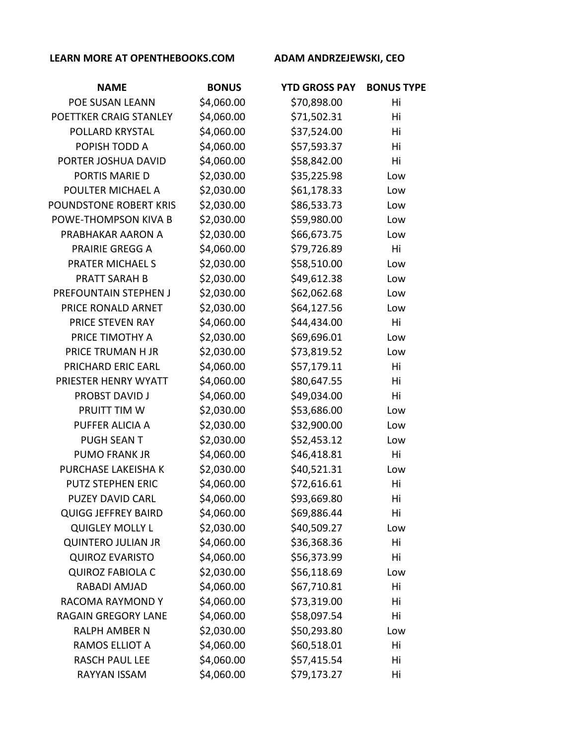LEARN MORE AT OPENTHEBOOKS.COM ADAM ANDRZEJEWSKI, CEO

| NAME | BONUS | YTD GROSS PAY | BONUS TYPE |
|---|---|---|---|
| POE SUSAN LEANN | $4,060.00 | $70,898.00 | Hi |
| POETTKER CRAIG STANLEY | $4,060.00 | $71,502.31 | Hi |
| POLLARD KRYSTAL | $4,060.00 | $37,524.00 | Hi |
| POPISH TODD A | $4,060.00 | $57,593.37 | Hi |
| PORTER JOSHUA DAVID | $4,060.00 | $58,842.00 | Hi |
| PORTIS MARIE D | $2,030.00 | $35,225.98 | Low |
| POULTER MICHAEL A | $2,030.00 | $61,178.33 | Low |
| POUNDSTONE ROBERT KRIS | $2,030.00 | $86,533.73 | Low |
| POWE-THOMPSON KIVA B | $2,030.00 | $59,980.00 | Low |
| PRABHAKAR AARON A | $2,030.00 | $66,673.75 | Low |
| PRAIRIE GREGG A | $4,060.00 | $79,726.89 | Hi |
| PRATER MICHAEL S | $2,030.00 | $58,510.00 | Low |
| PRATT SARAH B | $2,030.00 | $49,612.38 | Low |
| PREFOUNTAIN STEPHEN J | $2,030.00 | $62,062.68 | Low |
| PRICE RONALD ARNET | $2,030.00 | $64,127.56 | Low |
| PRICE STEVEN RAY | $4,060.00 | $44,434.00 | Hi |
| PRICE TIMOTHY A | $2,030.00 | $69,696.01 | Low |
| PRICE TRUMAN H JR | $2,030.00 | $73,819.52 | Low |
| PRICHARD ERIC EARL | $4,060.00 | $57,179.11 | Hi |
| PRIESTER HENRY WYATT | $4,060.00 | $80,647.55 | Hi |
| PROBST DAVID J | $4,060.00 | $49,034.00 | Hi |
| PRUITT TIM W | $2,030.00 | $53,686.00 | Low |
| PUFFER ALICIA A | $2,030.00 | $32,900.00 | Low |
| PUGH SEAN T | $2,030.00 | $52,453.12 | Low |
| PUMO FRANK JR | $4,060.00 | $46,418.81 | Hi |
| PURCHASE LAKEISHA K | $2,030.00 | $40,521.31 | Low |
| PUTZ STEPHEN ERIC | $4,060.00 | $72,616.61 | Hi |
| PUZEY DAVID CARL | $4,060.00 | $93,669.80 | Hi |
| QUIGG JEFFREY BAIRD | $4,060.00 | $69,886.44 | Hi |
| QUIGLEY MOLLY L | $2,030.00 | $40,509.27 | Low |
| QUINTERO JULIAN JR | $4,060.00 | $36,368.36 | Hi |
| QUIROZ EVARISTO | $4,060.00 | $56,373.99 | Hi |
| QUIROZ FABIOLA C | $2,030.00 | $56,118.69 | Low |
| RABADI AMJAD | $4,060.00 | $67,710.81 | Hi |
| RACOMA RAYMOND Y | $4,060.00 | $73,319.00 | Hi |
| RAGAIN GREGORY LANE | $4,060.00 | $58,097.54 | Hi |
| RALPH AMBER N | $2,030.00 | $50,293.80 | Low |
| RAMOS ELLIOT A | $4,060.00 | $60,518.01 | Hi |
| RASCH PAUL LEE | $4,060.00 | $57,415.54 | Hi |
| RAYYAN ISSAM | $4,060.00 | $79,173.27 | Hi |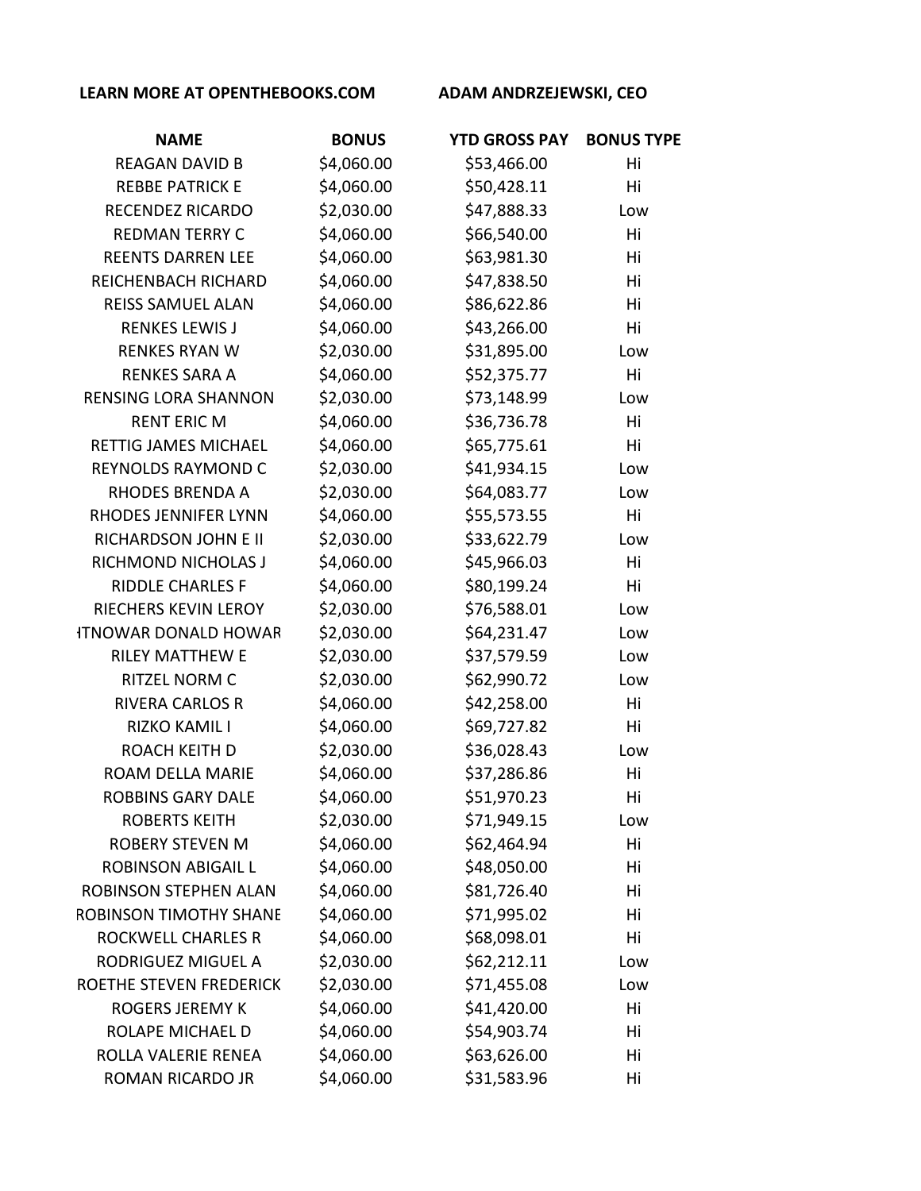**LEARN MORE AT OPENTHEBOOKS.COM** **ADAM ANDRZEJEWSKI, CEO**

| NAME | BONUS | YTD GROSS PAY | BONUS TYPE |
| --- | --- | --- | --- |
| REAGAN DAVID B | $4,060.00 | $53,466.00 | Hi |
| REBBE PATRICK E | $4,060.00 | $50,428.11 | Hi |
| RECENDEZ RICARDO | $2,030.00 | $47,888.33 | Low |
| REDMAN TERRY C | $4,060.00 | $66,540.00 | Hi |
| REENTS DARREN LEE | $4,060.00 | $63,981.30 | Hi |
| REICHENBACH RICHARD | $4,060.00 | $47,838.50 | Hi |
| REISS SAMUEL ALAN | $4,060.00 | $86,622.86 | Hi |
| RENKES LEWIS J | $4,060.00 | $43,266.00 | Hi |
| RENKES RYAN W | $2,030.00 | $31,895.00 | Low |
| RENKES SARA A | $4,060.00 | $52,375.77 | Hi |
| RENSING LORA SHANNON | $2,030.00 | $73,148.99 | Low |
| RENT ERIC M | $4,060.00 | $36,736.78 | Hi |
| RETTIG JAMES MICHAEL | $4,060.00 | $65,775.61 | Hi |
| REYNOLDS RAYMOND C | $2,030.00 | $41,934.15 | Low |
| RHODES BRENDA A | $2,030.00 | $64,083.77 | Low |
| RHODES JENNIFER LYNN | $4,060.00 | $55,573.55 | Hi |
| RICHARDSON JOHN E II | $2,030.00 | $33,622.79 | Low |
| RICHMOND NICHOLAS J | $4,060.00 | $45,966.03 | Hi |
| RIDDLE CHARLES F | $4,060.00 | $80,199.24 | Hi |
| RIECHERS KEVIN LEROY | $2,030.00 | $76,588.01 | Low |
| ITNOWAR DONALD HOWAR | $2,030.00 | $64,231.47 | Low |
| RILEY MATTHEW E | $2,030.00 | $37,579.59 | Low |
| RITZEL NORM C | $2,030.00 | $62,990.72 | Low |
| RIVERA CARLOS R | $4,060.00 | $42,258.00 | Hi |
| RIZKO KAMIL I | $4,060.00 | $69,727.82 | Hi |
| ROACH KEITH D | $2,030.00 | $36,028.43 | Low |
| ROAM DELLA MARIE | $4,060.00 | $37,286.86 | Hi |
| ROBBINS GARY DALE | $4,060.00 | $51,970.23 | Hi |
| ROBERTS KEITH | $2,030.00 | $71,949.15 | Low |
| ROBERY STEVEN M | $4,060.00 | $62,464.94 | Hi |
| ROBINSON ABIGAIL L | $4,060.00 | $48,050.00 | Hi |
| ROBINSON STEPHEN ALAN | $4,060.00 | $81,726.40 | Hi |
| ROBINSON TIMOTHY SHANE | $4,060.00 | $71,995.02 | Hi |
| ROCKWELL CHARLES R | $4,060.00 | $68,098.01 | Hi |
| RODRIGUEZ MIGUEL A | $2,030.00 | $62,212.11 | Low |
| ROETHE STEVEN FREDERICK | $2,030.00 | $71,455.08 | Low |
| ROGERS JEREMY K | $4,060.00 | $41,420.00 | Hi |
| ROLAPE MICHAEL D | $4,060.00 | $54,903.74 | Hi |
| ROLLA VALERIE RENEA | $4,060.00 | $63,626.00 | Hi |
| ROMAN RICARDO JR | $4,060.00 | $31,583.96 | Hi |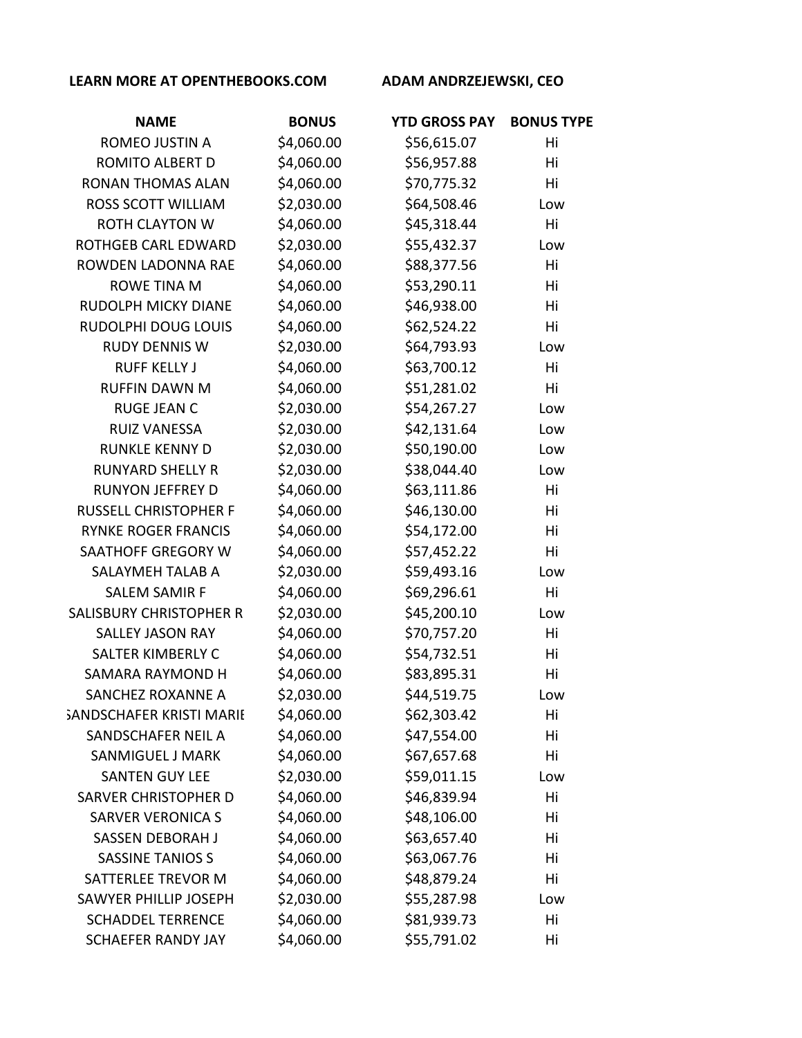**LEARN MORE AT OPENTHEBOOKS.COM** **ADAM ANDRZEJEWSKI, CEO**

| NAME | BONUS | YTD GROSS PAY | BONUS TYPE |
|---|---|---|---|
| ROMEO JUSTIN A | $4,060.00 | $56,615.07 | Hi |
| ROMITO ALBERT D | $4,060.00 | $56,957.88 | Hi |
| RONAN THOMAS ALAN | $4,060.00 | $70,775.32 | Hi |
| ROSS SCOTT WILLIAM | $2,030.00 | $64,508.46 | Low |
| ROTH CLAYTON W | $4,060.00 | $45,318.44 | Hi |
| ROTHGEB CARL EDWARD | $2,030.00 | $55,432.37 | Low |
| ROWDEN LADONNA RAE | $4,060.00 | $88,377.56 | Hi |
| ROWE TINA M | $4,060.00 | $53,290.11 | Hi |
| RUDOLPH MICKY DIANE | $4,060.00 | $46,938.00 | Hi |
| RUDOLPHI DOUG LOUIS | $4,060.00 | $62,524.22 | Hi |
| RUDY DENNIS W | $2,030.00 | $64,793.93 | Low |
| RUFF KELLY J | $4,060.00 | $63,700.12 | Hi |
| RUFFIN DAWN M | $4,060.00 | $51,281.02 | Hi |
| RUGE JEAN C | $2,030.00 | $54,267.27 | Low |
| RUIZ VANESSA | $2,030.00 | $42,131.64 | Low |
| RUNKLE KENNY D | $2,030.00 | $50,190.00 | Low |
| RUNYARD SHELLY R | $2,030.00 | $38,044.40 | Low |
| RUNYON JEFFREY D | $4,060.00 | $63,111.86 | Hi |
| RUSSELL CHRISTOPHER F | $4,060.00 | $46,130.00 | Hi |
| RYNKE ROGER FRANCIS | $4,060.00 | $54,172.00 | Hi |
| SAATHOFF GREGORY W | $4,060.00 | $57,452.22 | Hi |
| SALAYMEH TALAB A | $2,030.00 | $59,493.16 | Low |
| SALEM SAMIR F | $4,060.00 | $69,296.61 | Hi |
| SALISBURY CHRISTOPHER R | $2,030.00 | $45,200.10 | Low |
| SALLEY JASON RAY | $4,060.00 | $70,757.20 | Hi |
| SALTER KIMBERLY C | $4,060.00 | $54,732.51 | Hi |
| SAMARA RAYMOND H | $4,060.00 | $83,895.31 | Hi |
| SANCHEZ ROXANNE A | $2,030.00 | $44,519.75 | Low |
| SANDSCHAFER KRISTI MARIE | $4,060.00 | $62,303.42 | Hi |
| SANDSCHAFER NEIL A | $4,060.00 | $47,554.00 | Hi |
| SANMIGUEL J MARK | $4,060.00 | $67,657.68 | Hi |
| SANTEN GUY LEE | $2,030.00 | $59,011.15 | Low |
| SARVER CHRISTOPHER D | $4,060.00 | $46,839.94 | Hi |
| SARVER VERONICA S | $4,060.00 | $48,106.00 | Hi |
| SASSEN DEBORAH J | $4,060.00 | $63,657.40 | Hi |
| SASSINE TANIOS S | $4,060.00 | $63,067.76 | Hi |
| SATTERLEE TREVOR M | $4,060.00 | $48,879.24 | Hi |
| SAWYER PHILLIP JOSEPH | $2,030.00 | $55,287.98 | Low |
| SCHADDEL TERRENCE | $4,060.00 | $81,939.73 | Hi |
| SCHAEFER RANDY JAY | $4,060.00 | $55,791.02 | Hi |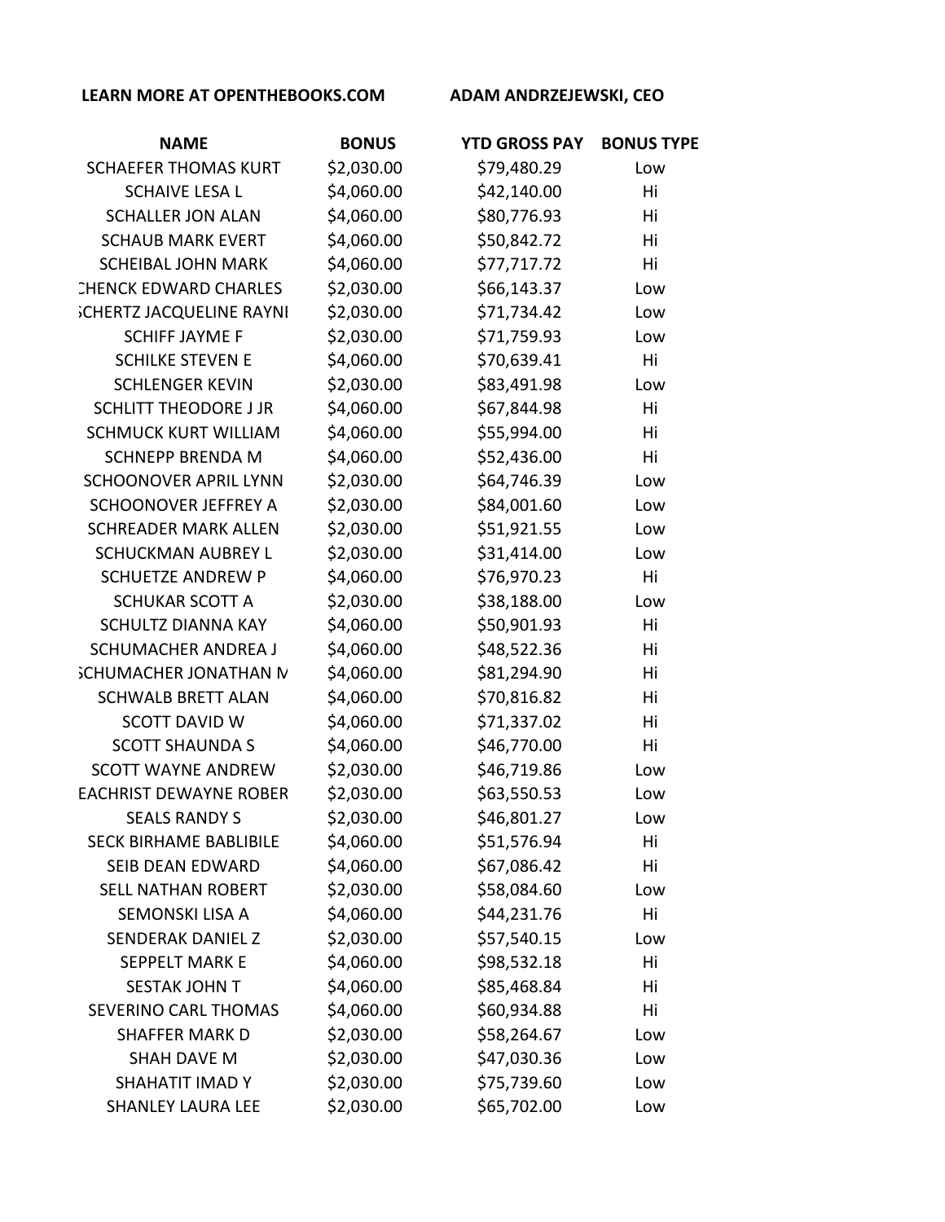**LEARN MORE AT OPENTHEBOOKS.COM** **ADAM ANDRZEJEWSKI, CEO**

| NAME | BONUS | YTD GROSS PAY | BONUS TYPE |
|---|---|---|---|
| SCHAEFER THOMAS KURT | $2,030.00 | $79,480.29 | Low |
| SCHAIVE LESA L | $4,060.00 | $42,140.00 | Hi |
| SCHALLER JON ALAN | $4,060.00 | $80,776.93 | Hi |
| SCHAUB MARK EVERT | $4,060.00 | $50,842.72 | Hi |
| SCHEIBAL JOHN MARK | $4,060.00 | $77,717.72 | Hi |
| CHENCK EDWARD CHARLES | $2,030.00 | $66,143.37 | Low |
| SCHERTZ JACQUELINE RAYNI | $2,030.00 | $71,734.42 | Low |
| SCHIFF JAYME F | $2,030.00 | $71,759.93 | Low |
| SCHILKE STEVEN E | $4,060.00 | $70,639.41 | Hi |
| SCHLENGER KEVIN | $2,030.00 | $83,491.98 | Low |
| SCHLITT THEODORE J JR | $4,060.00 | $67,844.98 | Hi |
| SCHMUCK KURT WILLIAM | $4,060.00 | $55,994.00 | Hi |
| SCHNEPP BRENDA M | $4,060.00 | $52,436.00 | Hi |
| SCHOONOVER APRIL LYNN | $2,030.00 | $64,746.39 | Low |
| SCHOONOVER JEFFREY A | $2,030.00 | $84,001.60 | Low |
| SCHREADER MARK ALLEN | $2,030.00 | $51,921.55 | Low |
| SCHUCKMAN AUBREY L | $2,030.00 | $31,414.00 | Low |
| SCHUETZE ANDREW P | $4,060.00 | $76,970.23 | Hi |
| SCHUKAR SCOTT A | $2,030.00 | $38,188.00 | Low |
| SCHULTZ DIANNA KAY | $4,060.00 | $50,901.93 | Hi |
| SCHUMACHER ANDREA J | $4,060.00 | $48,522.36 | Hi |
| SCHUMACHER JONATHAN M | $4,060.00 | $81,294.90 | Hi |
| SCHWALB BRETT ALAN | $4,060.00 | $70,816.82 | Hi |
| SCOTT DAVID W | $4,060.00 | $71,337.02 | Hi |
| SCOTT SHAUNDA S | $4,060.00 | $46,770.00 | Hi |
| SCOTT WAYNE ANDREW | $2,030.00 | $46,719.86 | Low |
| EACHRIST DEWAYNE ROBER | $2,030.00 | $63,550.53 | Low |
| SEALS RANDY S | $2,030.00 | $46,801.27 | Low |
| SECK BIRHAME BABLIBILE | $4,060.00 | $51,576.94 | Hi |
| SEIB DEAN EDWARD | $4,060.00 | $67,086.42 | Hi |
| SELL NATHAN ROBERT | $2,030.00 | $58,084.60 | Low |
| SEMONSKI LISA A | $4,060.00 | $44,231.76 | Hi |
| SENDERAK DANIEL Z | $2,030.00 | $57,540.15 | Low |
| SEPPELT MARK E | $4,060.00 | $98,532.18 | Hi |
| SESTAK JOHN T | $4,060.00 | $85,468.84 | Hi |
| SEVERINO CARL THOMAS | $4,060.00 | $60,934.88 | Hi |
| SHAFFER MARK D | $2,030.00 | $58,264.67 | Low |
| SHAH DAVE M | $2,030.00 | $47,030.36 | Low |
| SHAHATIT IMAD Y | $2,030.00 | $75,739.60 | Low |
| SHANLEY LAURA LEE | $2,030.00 | $65,702.00 | Low |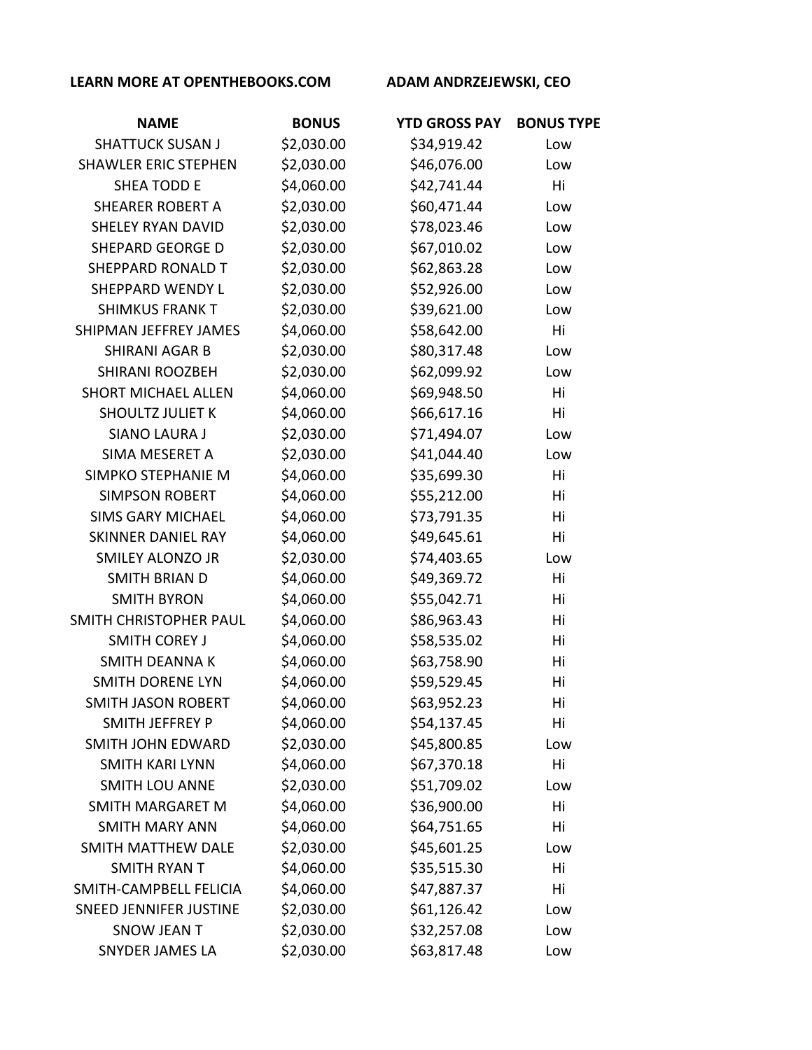**LEARN MORE AT OPENTHEBOOKS.COM** **ADAM ANDRZEJEWSKI, CEO**

| NAME | BONUS | YTD GROSS PAY | BONUS TYPE |
|---|---|---|---|
| SHATTUCK SUSAN J | $2,030.00 | $34,919.42 | Low |
| SHAWLER ERIC STEPHEN | $2,030.00 | $46,076.00 | Low |
| SHEA TODD E | $4,060.00 | $42,741.44 | Hi |
| SHEARER ROBERT A | $2,030.00 | $60,471.44 | Low |
| SHELEY RYAN DAVID | $2,030.00 | $78,023.46 | Low |
| SHEPARD GEORGE D | $2,030.00 | $67,010.02 | Low |
| SHEPPARD RONALD T | $2,030.00 | $62,863.28 | Low |
| SHEPPARD WENDY L | $2,030.00 | $52,926.00 | Low |
| SHIMKUS FRANK T | $2,030.00 | $39,621.00 | Low |
| SHIPMAN JEFFREY JAMES | $4,060.00 | $58,642.00 | Hi |
| SHIRANI AGAR B | $2,030.00 | $80,317.48 | Low |
| SHIRANI ROOZBEH | $2,030.00 | $62,099.92 | Low |
| SHORT MICHAEL ALLEN | $4,060.00 | $69,948.50 | Hi |
| SHOULTZ JULIET K | $4,060.00 | $66,617.16 | Hi |
| SIANO LAURA J | $2,030.00 | $71,494.07 | Low |
| SIMA MESERET A | $2,030.00 | $41,044.40 | Low |
| SIMPKO STEPHANIE M | $4,060.00 | $35,699.30 | Hi |
| SIMPSON ROBERT | $4,060.00 | $55,212.00 | Hi |
| SIMS GARY MICHAEL | $4,060.00 | $73,791.35 | Hi |
| SKINNER DANIEL RAY | $4,060.00 | $49,645.61 | Hi |
| SMILEY ALONZO JR | $2,030.00 | $74,403.65 | Low |
| SMITH BRIAN D | $4,060.00 | $49,369.72 | Hi |
| SMITH BYRON | $4,060.00 | $55,042.71 | Hi |
| SMITH CHRISTOPHER PAUL | $4,060.00 | $86,963.43 | Hi |
| SMITH COREY J | $4,060.00 | $58,535.02 | Hi |
| SMITH DEANNA K | $4,060.00 | $63,758.90 | Hi |
| SMITH DORENE LYN | $4,060.00 | $59,529.45 | Hi |
| SMITH JASON ROBERT | $4,060.00 | $63,952.23 | Hi |
| SMITH JEFFREY P | $4,060.00 | $54,137.45 | Hi |
| SMITH JOHN EDWARD | $2,030.00 | $45,800.85 | Low |
| SMITH KARI LYNN | $4,060.00 | $67,370.18 | Hi |
| SMITH LOU ANNE | $2,030.00 | $51,709.02 | Low |
| SMITH MARGARET M | $4,060.00 | $36,900.00 | Hi |
| SMITH MARY ANN | $4,060.00 | $64,751.65 | Hi |
| SMITH MATTHEW DALE | $2,030.00 | $45,601.25 | Low |
| SMITH RYAN T | $4,060.00 | $35,515.30 | Hi |
| SMITH-CAMPBELL FELICIA | $4,060.00 | $47,887.37 | Hi |
| SNEED JENNIFER JUSTINE | $2,030.00 | $61,126.42 | Low |
| SNOW JEAN T | $2,030.00 | $32,257.08 | Low |
| SNYDER JAMES LA | $2,030.00 | $63,817.48 | Low |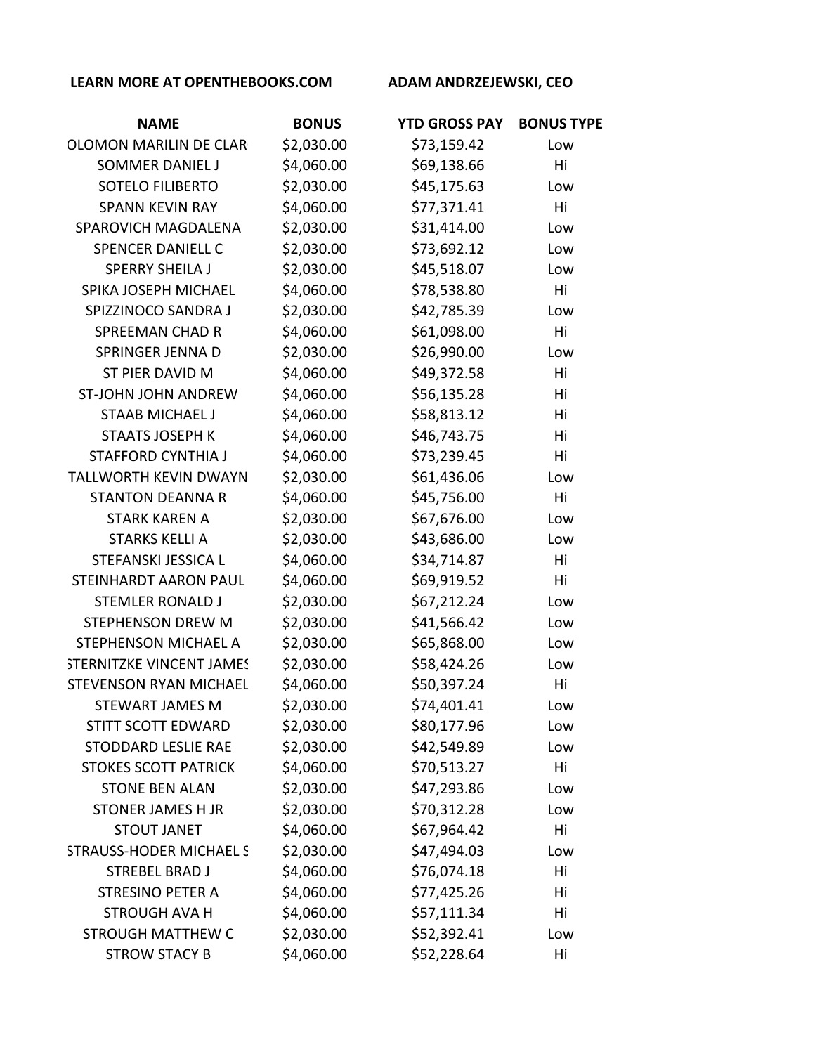**LEARN MORE AT OPENTHEBOOKS.COM** **ADAM ANDRZEJEWSKI, CEO**

| NAME | BONUS | YTD GROSS PAY | BONUS TYPE |
|---|---|---|---|
| OLOMON MARILIN DE CLAR | $2,030.00 | $73,159.42 | Low |
| SOMMER DANIEL J | $4,060.00 | $69,138.66 | Hi |
| SOTELO FILIBERTO | $2,030.00 | $45,175.63 | Low |
| SPANN KEVIN RAY | $4,060.00 | $77,371.41 | Hi |
| SPAROVICH MAGDALENA | $2,030.00 | $31,414.00 | Low |
| SPENCER DANIELL C | $2,030.00 | $73,692.12 | Low |
| SPERRY SHEILA J | $2,030.00 | $45,518.07 | Low |
| SPIKA JOSEPH MICHAEL | $4,060.00 | $78,538.80 | Hi |
| SPIZZINOCO SANDRA J | $2,030.00 | $42,785.39 | Low |
| SPREEMAN CHAD R | $4,060.00 | $61,098.00 | Hi |
| SPRINGER JENNA D | $2,030.00 | $26,990.00 | Low |
| ST PIER DAVID M | $4,060.00 | $49,372.58 | Hi |
| ST-JOHN JOHN ANDREW | $4,060.00 | $56,135.28 | Hi |
| STAAB MICHAEL J | $4,060.00 | $58,813.12 | Hi |
| STAATS JOSEPH K | $4,060.00 | $46,743.75 | Hi |
| STAFFORD CYNTHIA J | $4,060.00 | $73,239.45 | Hi |
| TALLWORTH KEVIN DWAYN | $2,030.00 | $61,436.06 | Low |
| STANTON DEANNA R | $4,060.00 | $45,756.00 | Hi |
| STARK KAREN A | $2,030.00 | $67,676.00 | Low |
| STARKS KELLI A | $2,030.00 | $43,686.00 | Low |
| STEFANSKI JESSICA L | $4,060.00 | $34,714.87 | Hi |
| STEINHARDT AARON PAUL | $4,060.00 | $69,919.52 | Hi |
| STEMLER RONALD J | $2,030.00 | $67,212.24 | Low |
| STEPHENSON DREW M | $2,030.00 | $41,566.42 | Low |
| STEPHENSON MICHAEL A | $2,030.00 | $65,868.00 | Low |
| STERNITZKE VINCENT JAMES | $2,030.00 | $58,424.26 | Low |
| STEVENSON RYAN MICHAEL | $4,060.00 | $50,397.24 | Hi |
| STEWART JAMES M | $2,030.00 | $74,401.41 | Low |
| STITT SCOTT EDWARD | $2,030.00 | $80,177.96 | Low |
| STODDARD LESLIE RAE | $2,030.00 | $42,549.89 | Low |
| STOKES SCOTT PATRICK | $4,060.00 | $70,513.27 | Hi |
| STONE BEN ALAN | $2,030.00 | $47,293.86 | Low |
| STONER JAMES H JR | $2,030.00 | $70,312.28 | Low |
| STOUT JANET | $4,060.00 | $67,964.42 | Hi |
| STRAUSS-HODER MICHAEL S | $2,030.00 | $47,494.03 | Low |
| STREBEL BRAD J | $4,060.00 | $76,074.18 | Hi |
| STRESINO PETER A | $4,060.00 | $77,425.26 | Hi |
| STROUGH AVA H | $4,060.00 | $57,111.34 | Hi |
| STROUGH MATTHEW C | $2,030.00 | $52,392.41 | Low |
| STROW STACY B | $4,060.00 | $52,228.64 | Hi |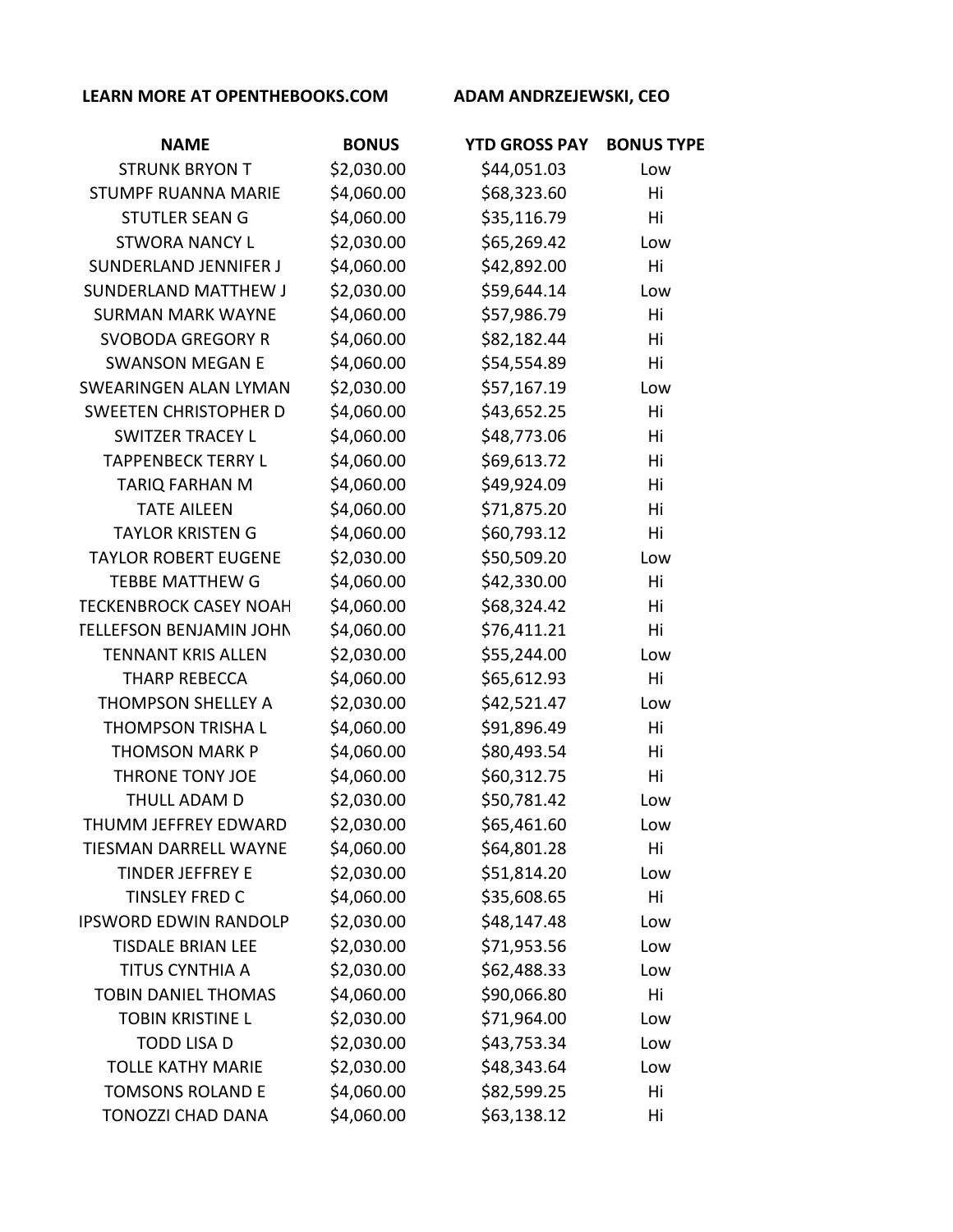**LEARN MORE AT OPENTHEBOOKS.COM** **ADAM ANDRZEJEWSKI, CEO**

| NAME | BONUS | YTD GROSS PAY | BONUS TYPE |
|---|---|---|---|
| STRUNK BRYON T | $2,030.00 | $44,051.03 | Low |
| STUMPF RUANNA MARIE | $4,060.00 | $68,323.60 | Hi |
| STUTLER SEAN G | $4,060.00 | $35,116.79 | Hi |
| STWORA NANCY L | $2,030.00 | $65,269.42 | Low |
| SUNDERLAND JENNIFER J | $4,060.00 | $42,892.00 | Hi |
| SUNDERLAND MATTHEW J | $2,030.00 | $59,644.14 | Low |
| SURMAN MARK WAYNE | $4,060.00 | $57,986.79 | Hi |
| SVOBODA GREGORY R | $4,060.00 | $82,182.44 | Hi |
| SWANSON MEGAN E | $4,060.00 | $54,554.89 | Hi |
| SWEARINGEN ALAN LYMAN | $2,030.00 | $57,167.19 | Low |
| SWEETEN CHRISTOPHER D | $4,060.00 | $43,652.25 | Hi |
| SWITZER TRACEY L | $4,060.00 | $48,773.06 | Hi |
| TAPPENBECK TERRY L | $4,060.00 | $69,613.72 | Hi |
| TARIQ FARHAN M | $4,060.00 | $49,924.09 | Hi |
| TATE AILEEN | $4,060.00 | $71,875.20 | Hi |
| TAYLOR KRISTEN G | $4,060.00 | $60,793.12 | Hi |
| TAYLOR ROBERT EUGENE | $2,030.00 | $50,509.20 | Low |
| TEBBE MATTHEW G | $4,060.00 | $42,330.00 | Hi |
| TECKENBROCK CASEY NOAH | $4,060.00 | $68,324.42 | Hi |
| TELLEFSON BENJAMIN JOHN | $4,060.00 | $76,411.21 | Hi |
| TENNANT KRIS ALLEN | $2,030.00 | $55,244.00 | Low |
| THARP REBECCA | $4,060.00 | $65,612.93 | Hi |
| THOMPSON SHELLEY A | $2,030.00 | $42,521.47 | Low |
| THOMPSON TRISHA L | $4,060.00 | $91,896.49 | Hi |
| THOMSON MARK P | $4,060.00 | $80,493.54 | Hi |
| THRONE TONY JOE | $4,060.00 | $60,312.75 | Hi |
| THULL ADAM D | $2,030.00 | $50,781.42 | Low |
| THUMM JEFFREY EDWARD | $2,030.00 | $65,461.60 | Low |
| TIESMAN DARRELL WAYNE | $4,060.00 | $64,801.28 | Hi |
| TINDER JEFFREY E | $2,030.00 | $51,814.20 | Low |
| TINSLEY FRED C | $4,060.00 | $35,608.65 | Hi |
| IPSWORD EDWIN RANDOLP | $2,030.00 | $48,147.48 | Low |
| TISDALE BRIAN LEE | $2,030.00 | $71,953.56 | Low |
| TITUS CYNTHIA A | $2,030.00 | $62,488.33 | Low |
| TOBIN DANIEL THOMAS | $4,060.00 | $90,066.80 | Hi |
| TOBIN KRISTINE L | $2,030.00 | $71,964.00 | Low |
| TODD LISA D | $2,030.00 | $43,753.34 | Low |
| TOLLE KATHY MARIE | $2,030.00 | $48,343.64 | Low |
| TOMSONS ROLAND E | $4,060.00 | $82,599.25 | Hi |
| TONOZZI CHAD DANA | $4,060.00 | $63,138.12 | Hi |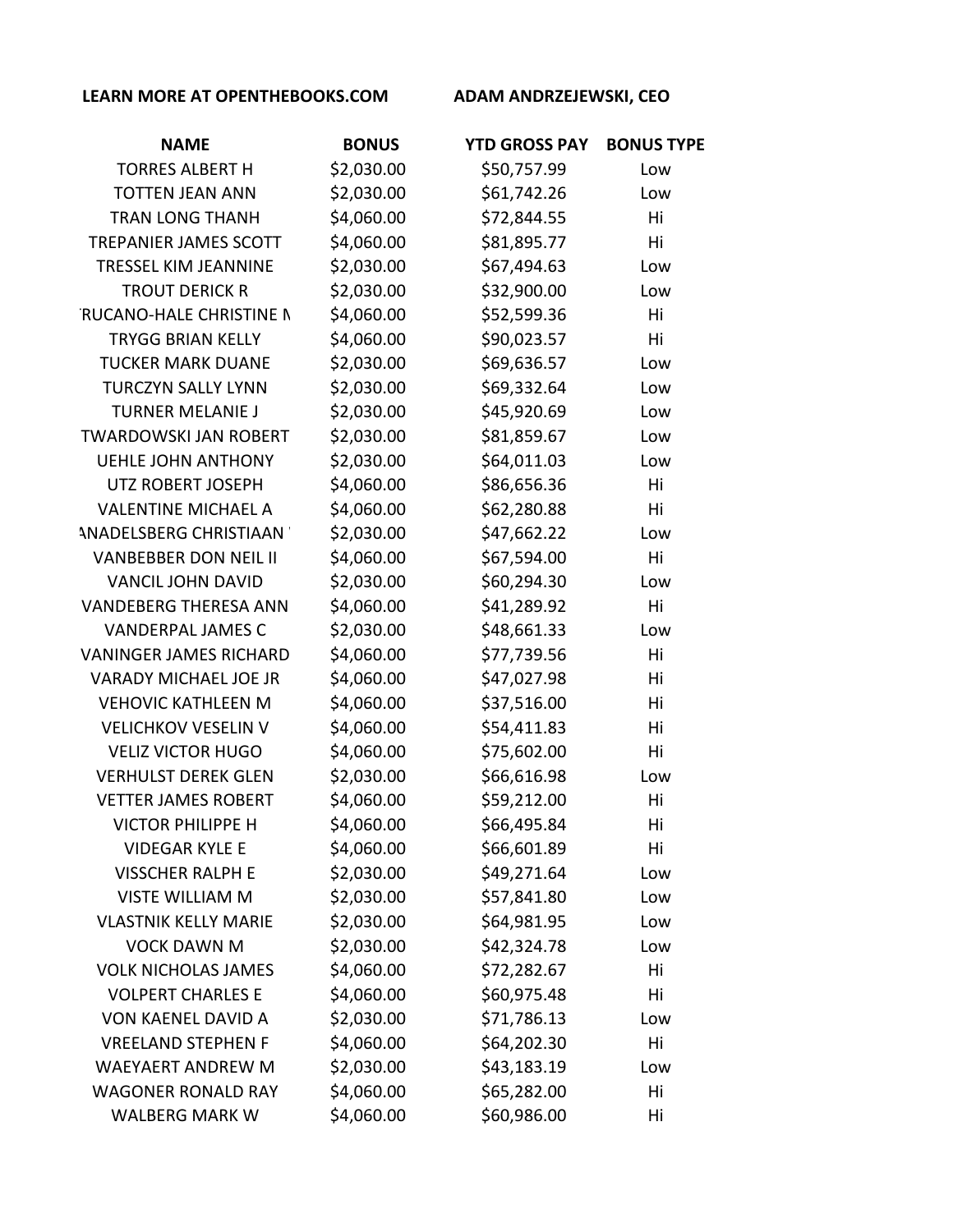LEARN MORE AT OPENTHEBOOKS.COM ADAM ANDRZEJEWSKI, CEO

| NAME | BONUS | YTD GROSS PAY | BONUS TYPE |
|---|---|---|---|
| TORRES ALBERT H | $2,030.00 | $50,757.99 | Low |
| TOTTEN JEAN ANN | $2,030.00 | $61,742.26 | Low |
| TRAN LONG THANH | $4,060.00 | $72,844.55 | Hi |
| TREPANIER JAMES SCOTT | $4,060.00 | $81,895.77 | Hi |
| TRESSEL KIM JEANNINE | $2,030.00 | $67,494.63 | Low |
| TROUT DERICK R | $2,030.00 | $32,900.00 | Low |
| RUCANO-HALE CHRISTINE M | $4,060.00 | $52,599.36 | Hi |
| TRYGG BRIAN KELLY | $4,060.00 | $90,023.57 | Hi |
| TUCKER MARK DUANE | $2,030.00 | $69,636.57 | Low |
| TURCZYN SALLY LYNN | $2,030.00 | $69,332.64 | Low |
| TURNER MELANIE J | $2,030.00 | $45,920.69 | Low |
| TWARDOWSKI JAN ROBERT | $2,030.00 | $81,859.67 | Low |
| UEHLE JOHN ANTHONY | $2,030.00 | $64,011.03 | Low |
| UTZ ROBERT JOSEPH | $4,060.00 | $86,656.36 | Hi |
| VALENTINE MICHAEL A | $4,060.00 | $62,280.88 | Hi |
| ANADELSBERG CHRISTIAAN | $2,030.00 | $47,662.22 | Low |
| VANBEBBER DON NEIL II | $4,060.00 | $67,594.00 | Hi |
| VANCIL JOHN DAVID | $2,030.00 | $60,294.30 | Low |
| VANDEBERG THERESA ANN | $4,060.00 | $41,289.92 | Hi |
| VANDERPAL JAMES C | $2,030.00 | $48,661.33 | Low |
| VANINGER JAMES RICHARD | $4,060.00 | $77,739.56 | Hi |
| VARADY MICHAEL JOE JR | $4,060.00 | $47,027.98 | Hi |
| VEHOVIC KATHLEEN M | $4,060.00 | $37,516.00 | Hi |
| VELICHKOV VESELIN V | $4,060.00 | $54,411.83 | Hi |
| VELIZ VICTOR HUGO | $4,060.00 | $75,602.00 | Hi |
| VERHULST DEREK GLEN | $2,030.00 | $66,616.98 | Low |
| VETTER JAMES ROBERT | $4,060.00 | $59,212.00 | Hi |
| VICTOR PHILIPPE H | $4,060.00 | $66,495.84 | Hi |
| VIDEGAR KYLE E | $4,060.00 | $66,601.89 | Hi |
| VISSCHER RALPH E | $2,030.00 | $49,271.64 | Low |
| VISTE WILLIAM M | $2,030.00 | $57,841.80 | Low |
| VLASTNIK KELLY MARIE | $2,030.00 | $64,981.95 | Low |
| VOCK DAWN M | $2,030.00 | $42,324.78 | Low |
| VOLK NICHOLAS JAMES | $4,060.00 | $72,282.67 | Hi |
| VOLPERT CHARLES E | $4,060.00 | $60,975.48 | Hi |
| VON KAENEL DAVID A | $2,030.00 | $71,786.13 | Low |
| VREELAND STEPHEN F | $4,060.00 | $64,202.30 | Hi |
| WAEYAERT ANDREW M | $2,030.00 | $43,183.19 | Low |
| WAGONER RONALD RAY | $4,060.00 | $65,282.00 | Hi |
| WALBERG MARK W | $4,060.00 | $60,986.00 | Hi |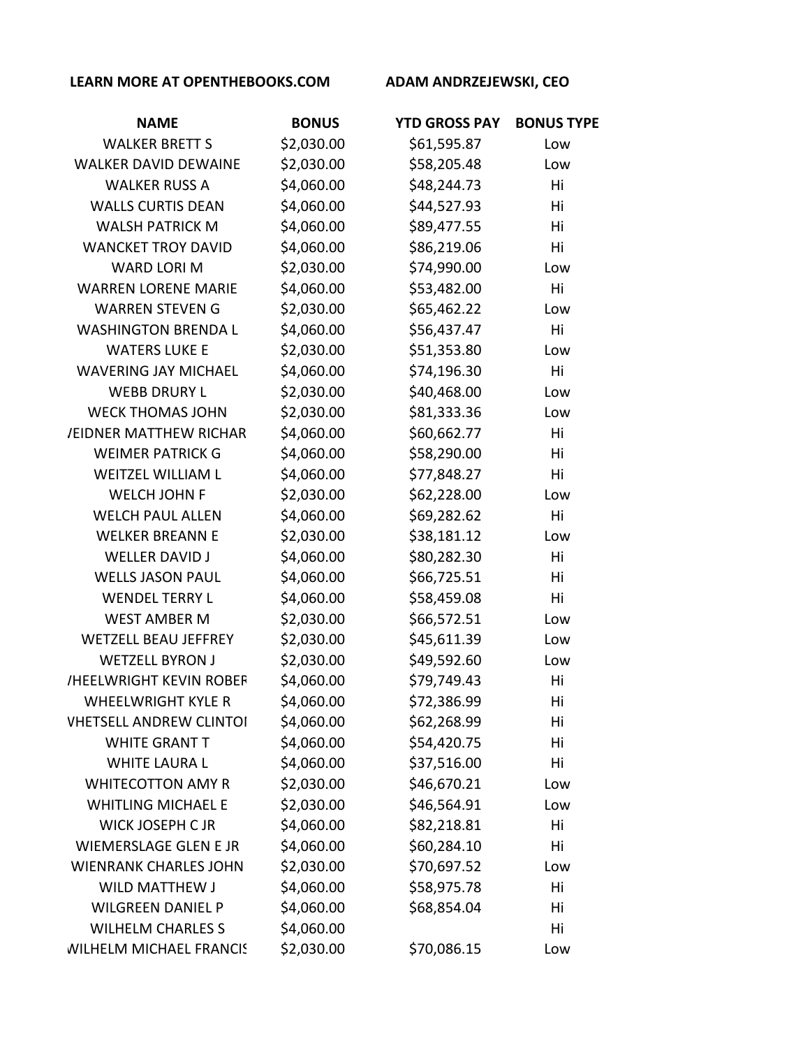**LEARN MORE AT OPENTHEBOOKS.COM** **ADAM ANDRZEJEWSKI, CEO**

| NAME | BONUS | YTD GROSS PAY | BONUS TYPE |
|---|---|---|---|
| WALKER BRETT S | $2,030.00 | $61,595.87 | Low |
| WALKER DAVID DEWAINE | $2,030.00 | $58,205.48 | Low |
| WALKER RUSS A | $4,060.00 | $48,244.73 | Hi |
| WALLS CURTIS DEAN | $4,060.00 | $44,527.93 | Hi |
| WALSH PATRICK M | $4,060.00 | $89,477.55 | Hi |
| WANCKET TROY DAVID | $4,060.00 | $86,219.06 | Hi |
| WARD LORI M | $2,030.00 | $74,990.00 | Low |
| WARREN LORENE MARIE | $4,060.00 | $53,482.00 | Hi |
| WARREN STEVEN G | $2,030.00 | $65,462.22 | Low |
| WASHINGTON BRENDA L | $4,060.00 | $56,437.47 | Hi |
| WATERS LUKE E | $2,030.00 | $51,353.80 | Low |
| WAVERING JAY MICHAEL | $4,060.00 | $74,196.30 | Hi |
| WEBB DRURY L | $2,030.00 | $40,468.00 | Low |
| WECK THOMAS JOHN | $2,030.00 | $81,333.36 | Low |
| /EIDNER MATTHEW RICHAR | $4,060.00 | $60,662.77 | Hi |
| WEIMER PATRICK G | $4,060.00 | $58,290.00 | Hi |
| WEITZEL WILLIAM L | $4,060.00 | $77,848.27 | Hi |
| WELCH JOHN F | $2,030.00 | $62,228.00 | Low |
| WELCH PAUL ALLEN | $4,060.00 | $69,282.62 | Hi |
| WELKER BREANN E | $2,030.00 | $38,181.12 | Low |
| WELLER DAVID J | $4,060.00 | $80,282.30 | Hi |
| WELLS JASON PAUL | $4,060.00 | $66,725.51 | Hi |
| WENDEL TERRY L | $4,060.00 | $58,459.08 | Hi |
| WEST AMBER M | $2,030.00 | $66,572.51 | Low |
| WETZELL BEAU JEFFREY | $2,030.00 | $45,611.39 | Low |
| WETZELL BYRON J | $2,030.00 | $49,592.60 | Low |
| /HEELWRIGHT KEVIN ROBEF | $4,060.00 | $79,749.43 | Hi |
| WHEELWRIGHT KYLE R | $4,060.00 | $72,386.99 | Hi |
| VHETSELL ANDREW CLINTOI | $4,060.00 | $62,268.99 | Hi |
| WHITE GRANT T | $4,060.00 | $54,420.75 | Hi |
| WHITE LAURA L | $4,060.00 | $37,516.00 | Hi |
| WHITECOTTON AMY R | $2,030.00 | $46,670.21 | Low |
| WHITLING MICHAEL E | $2,030.00 | $46,564.91 | Low |
| WICK JOSEPH C JR | $4,060.00 | $82,218.81 | Hi |
| WIEMERSLAGE GLEN E JR | $4,060.00 | $60,284.10 | Hi |
| WIENRANK CHARLES JOHN | $2,030.00 | $70,697.52 | Low |
| WILD MATTHEW J | $4,060.00 | $58,975.78 | Hi |
| WILGREEN DANIEL P | $4,060.00 | $68,854.04 | Hi |
| WILHELM CHARLES S | $4,060.00 | | Hi |
| WILHELM MICHAEL FRANCIS | $2,030.00 | $70,086.15 | Low |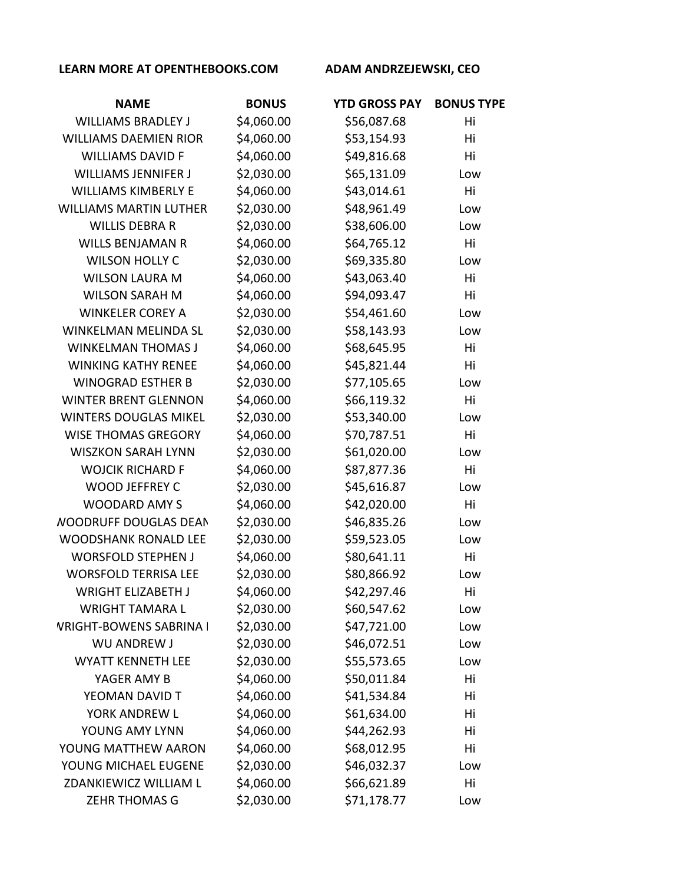**LEARN MORE AT OPENTHEBOOKS.COM** **ADAM ANDRZEJEWSKI, CEO**

| NAME | BONUS | YTD GROSS PAY | BONUS TYPE |
|---|---|---|---|
| WILLIAMS BRADLEY J | $4,060.00 | $56,087.68 | Hi |
| WILLIAMS DAEMIEN RIOR | $4,060.00 | $53,154.93 | Hi |
| WILLIAMS DAVID F | $4,060.00 | $49,816.68 | Hi |
| WILLIAMS JENNIFER J | $2,030.00 | $65,131.09 | Low |
| WILLIAMS KIMBERLY E | $4,060.00 | $43,014.61 | Hi |
| WILLIAMS MARTIN LUTHER | $2,030.00 | $48,961.49 | Low |
| WILLIS DEBRA R | $2,030.00 | $38,606.00 | Low |
| WILLS BENJAMAN R | $4,060.00 | $64,765.12 | Hi |
| WILSON HOLLY C | $2,030.00 | $69,335.80 | Low |
| WILSON LAURA M | $4,060.00 | $43,063.40 | Hi |
| WILSON SARAH M | $4,060.00 | $94,093.47 | Hi |
| WINKELER COREY A | $2,030.00 | $54,461.60 | Low |
| WINKELMAN MELINDA SL | $2,030.00 | $58,143.93 | Low |
| WINKELMAN THOMAS J | $4,060.00 | $68,645.95 | Hi |
| WINKING KATHY RENEE | $4,060.00 | $45,821.44 | Hi |
| WINOGRAD ESTHER B | $2,030.00 | $77,105.65 | Low |
| WINTER BRENT GLENNON | $4,060.00 | $66,119.32 | Hi |
| WINTERS DOUGLAS MIKEL | $2,030.00 | $53,340.00 | Low |
| WISE THOMAS GREGORY | $4,060.00 | $70,787.51 | Hi |
| WISZKON SARAH LYNN | $2,030.00 | $61,020.00 | Low |
| WOJCIK RICHARD F | $4,060.00 | $87,877.36 | Hi |
| WOOD JEFFREY C | $2,030.00 | $45,616.87 | Low |
| WOODARD AMY S | $4,060.00 | $42,020.00 | Hi |
| WOODRUFF DOUGLAS DEAN | $2,030.00 | $46,835.26 | Low |
| WOODSHANK RONALD LEE | $2,030.00 | $59,523.05 | Low |
| WORSFOLD STEPHEN J | $4,060.00 | $80,641.11 | Hi |
| WORSFOLD TERRISA LEE | $2,030.00 | $80,866.92 | Low |
| WRIGHT ELIZABETH J | $4,060.00 | $42,297.46 | Hi |
| WRIGHT TAMARA L | $2,030.00 | $60,547.62 | Low |
| WRIGHT-BOWENS SABRINA I | $2,030.00 | $47,721.00 | Low |
| WU ANDREW J | $2,030.00 | $46,072.51 | Low |
| WYATT KENNETH LEE | $2,030.00 | $55,573.65 | Low |
| YAGER AMY B | $4,060.00 | $50,011.84 | Hi |
| YEOMAN DAVID T | $4,060.00 | $41,534.84 | Hi |
| YORK ANDREW L | $4,060.00 | $61,634.00 | Hi |
| YOUNG AMY LYNN | $4,060.00 | $44,262.93 | Hi |
| YOUNG MATTHEW AARON | $4,060.00 | $68,012.95 | Hi |
| YOUNG MICHAEL EUGENE | $2,030.00 | $46,032.37 | Low |
| ZDANKIEWICZ WILLIAM L | $4,060.00 | $66,621.89 | Hi |
| ZEHR THOMAS G | $2,030.00 | $71,178.77 | Low |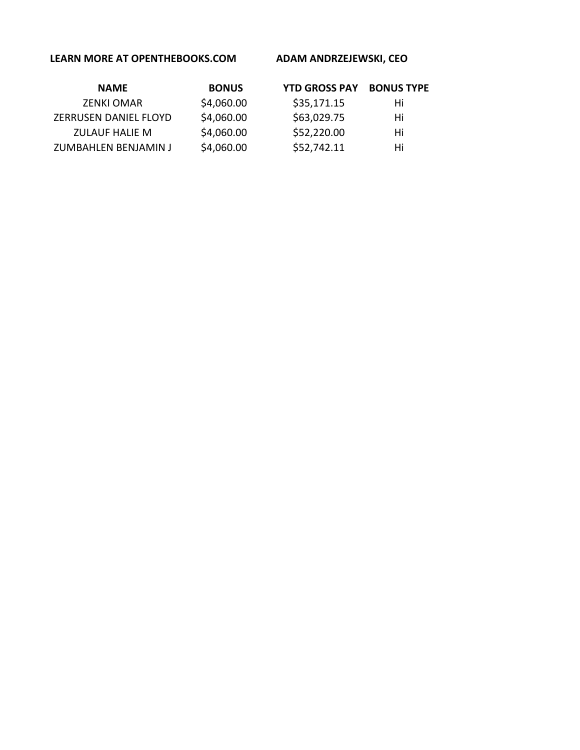**LEARN MORE AT OPENTHEBOOKS.COM** **ADAM ANDRZEJEWSKI, CEO**

| NAME | BONUS | YTD GROSS PAY | BONUS TYPE |
|---|---|---|---|
| ZENKI OMAR | $4,060.00 | $35,171.15 | Hi |
| ZERRUSEN DANIEL FLOYD | $4,060.00 | $63,029.75 | Hi |
| ZULAUF HALIE M | $4,060.00 | $52,220.00 | Hi |
| ZUMBAHLEN BENJAMIN J | $4,060.00 | $52,742.11 | Hi |